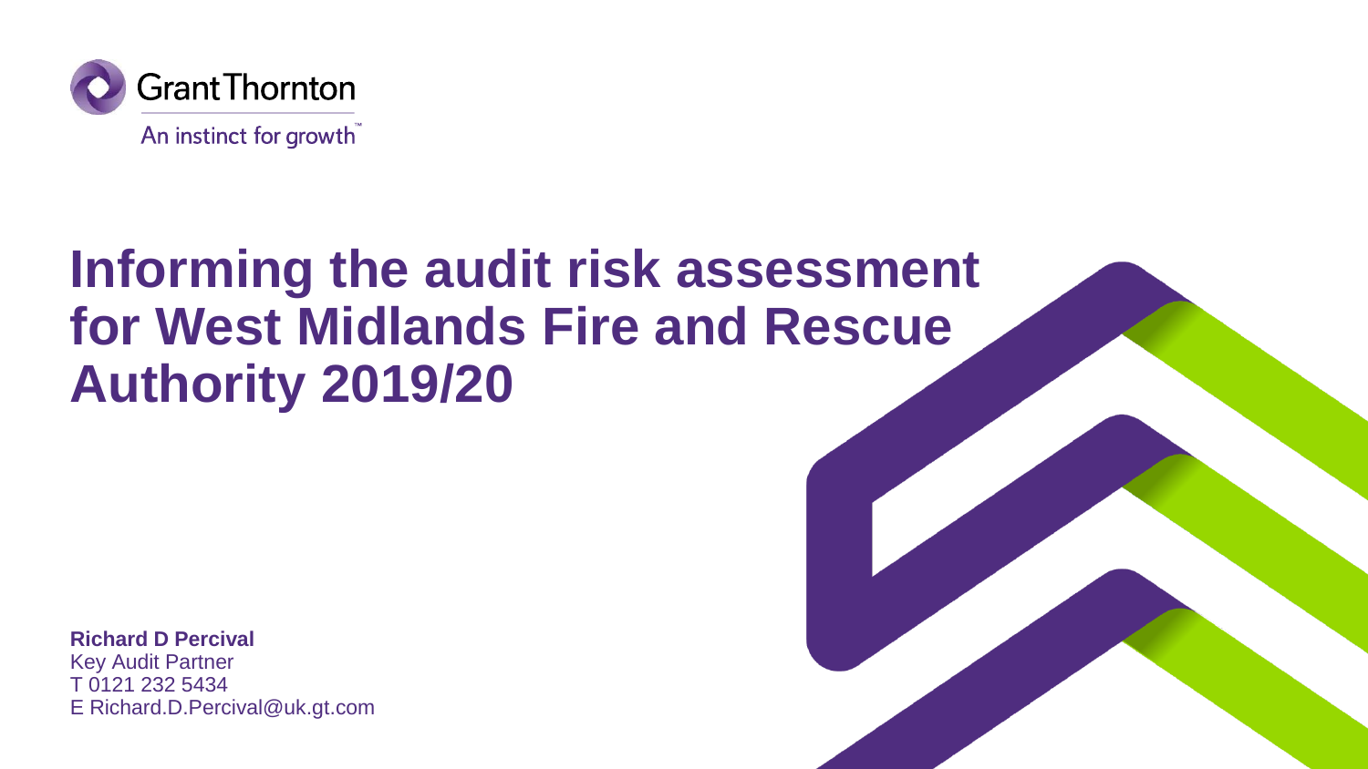Grant Thornton

An instinct for growth™

# Informing the audit risk assessment for West Midlands Fire and Rescue Authority 2019/20

**Richard D Percival**
Key Audit Partner
T 0121 232 5434
E Richard.D.Percival@uk.gt.com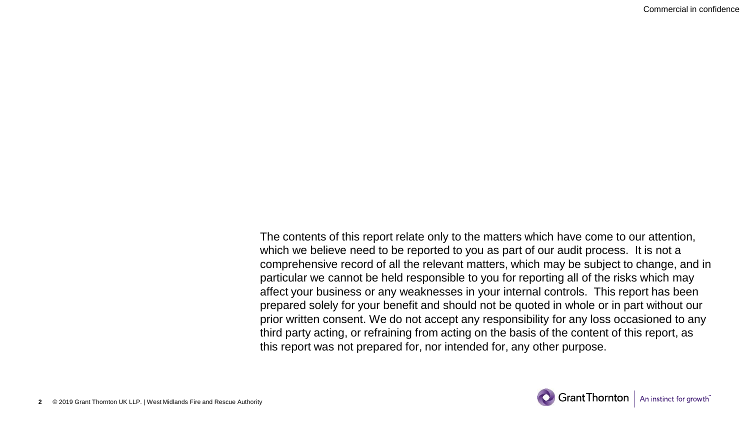The contents of this report relate only to the matters which have come to our attention, which we believe need to be reported to you as part of our audit process. It is not a comprehensive record of all the relevant matters, which may be subject to change, and in particular we cannot be held responsible to you for reporting all of the risks which may affect your business or any weaknesses in your internal controls. This report has been prepared solely for your benefit and should not be quoted in whole or in part without our prior written consent. We do not accept any responsibility for any loss occasioned to any third party acting, or refraining from acting on the basis of the content of this report, as this report was not prepared for, nor intended for, any other purpose.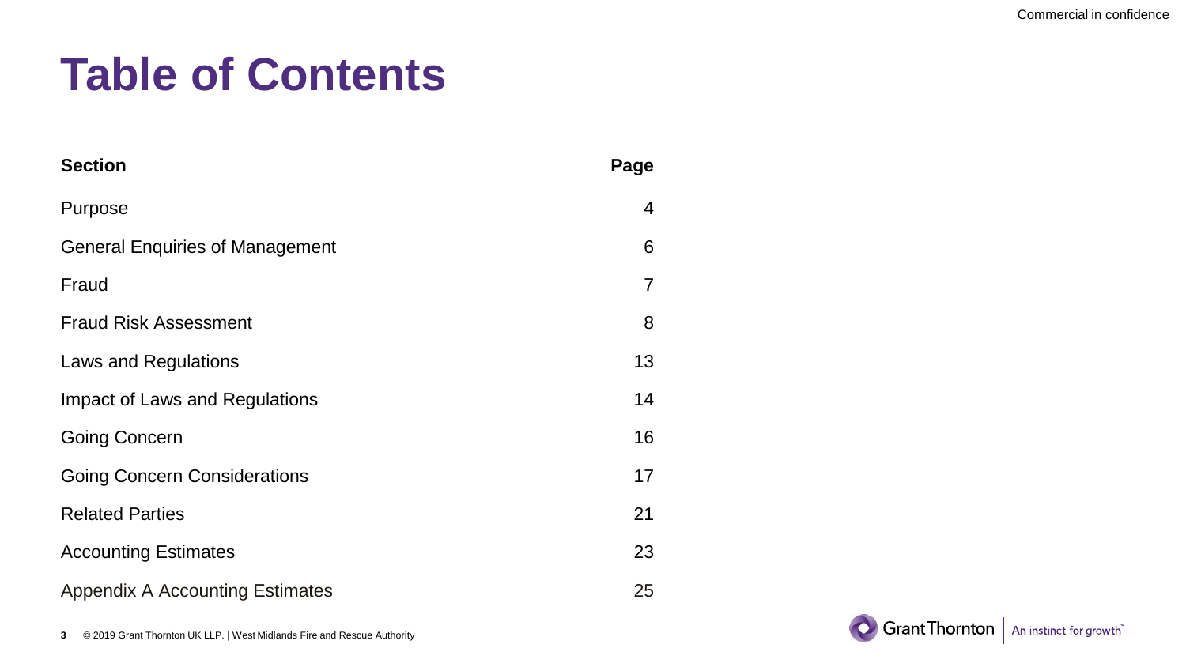# Table of Contents

| Section | Page |
| --- | --- |
| Purpose | 4 |
| General Enquiries of Management | 6 |
| Fraud | 7 |
| Fraud Risk Assessment | 8 |
| Laws and Regulations | 13 |
| Impact of Laws and Regulations | 14 |
| Going Concern | 16 |
| Going Concern Considerations | 17 |
| Related Parties | 21 |
| Accounting Estimates | 23 |
| Appendix A Accounting Estimates | 25 |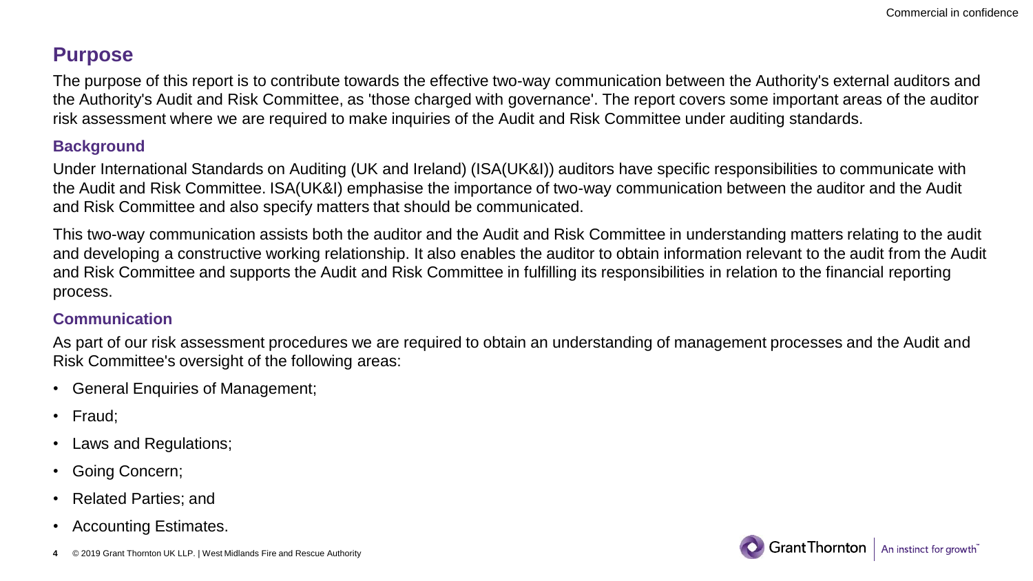## Purpose

The purpose of this report is to contribute towards the effective two-way communication between the Authority's external auditors and the Authority's Audit and Risk Committee, as 'those charged with governance'. The report covers some important areas of the auditor risk assessment where we are required to make inquiries of the Audit and Risk Committee under auditing standards.

### Background

Under International Standards on Auditing (UK and Ireland) (ISA(UK&I)) auditors have specific responsibilities to communicate with the Audit and Risk Committee. ISA(UK&I) emphasise the importance of two-way communication between the auditor and the Audit and Risk Committee and also specify matters that should be communicated.

This two-way communication assists both the auditor and the Audit and Risk Committee in understanding matters relating to the audit and developing a constructive working relationship. It also enables the auditor to obtain information relevant to the audit from the Audit and Risk Committee and supports the Audit and Risk Committee in fulfilling its responsibilities in relation to the financial reporting process.

### Communication

As part of our risk assessment procedures we are required to obtain an understanding of management processes and the Audit and Risk Committee's oversight of the following areas:

- General Enquiries of Management;
- Fraud;
- Laws and Regulations;
- Going Concern;
- Related Parties; and
- Accounting Estimates.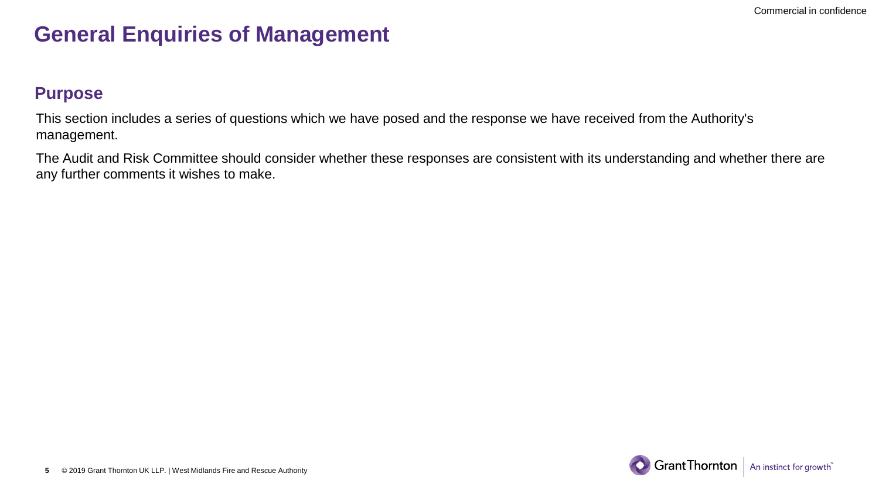# General Enquiries of Management

## Purpose

This section includes a series of questions which we have posed and the response we have received from the Authority's management.

The Audit and Risk Committee should consider whether these responses are consistent with its understanding and whether there are any further comments it wishes to make.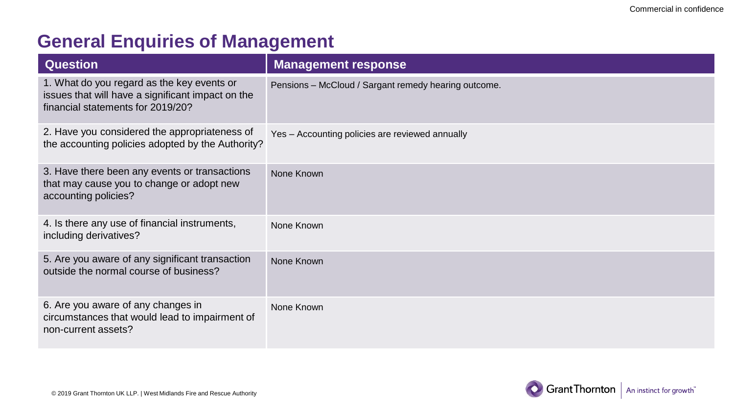## General Enquiries of Management

| Question | Management response |
| --- | --- |
| 1. What do you regard as the key events or issues that will have a significant impact on the financial statements for 2019/20? | Pensions – McCloud / Sargant remedy hearing outcome. |
| 2. Have you considered the appropriateness of the accounting policies adopted by the Authority? | Yes – Accounting policies are reviewed annually |
| 3. Have there been any events or transactions that may cause you to change or adopt new accounting policies? | None Known |
| 4. Is there any use of financial instruments, including derivatives? | None Known |
| 5. Are you aware of any significant transaction outside the normal course of business? | None Known |
| 6. Are you aware of any changes in circumstances that would lead to impairment of non-current assets? | None Known |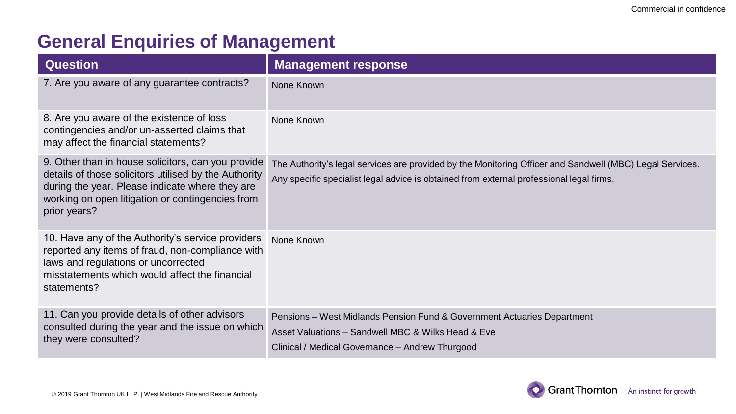## General Enquiries of Management

| Question | Management response |
| --- | --- |
| 7. Are you aware of any guarantee contracts? | None Known |
| 8. Are you aware of the existence of loss contingencies and/or un-asserted claims that may affect the financial statements? | None Known |
| 9. Other than in house solicitors, can you provide details of those solicitors utilised by the Authority during the year. Please indicate where they are working on open litigation or contingencies from prior years? | The Authority's legal services are provided by the Monitoring Officer and Sandwell (MBC) Legal Services. Any specific specialist legal advice is obtained from external professional legal firms. |
| 10. Have any of the Authority's service providers reported any items of fraud, non-compliance with laws and regulations or uncorrected misstatements which would affect the financial statements? | None Known |
| 11. Can you provide details of other advisors consulted during the year and the issue on which they were consulted? | Pensions – West Midlands Pension Fund & Government Actuaries Department<br>Asset Valuations – Sandwell MBC & Wilks Head & Eve<br>Clinical / Medical Governance – Andrew Thurgood |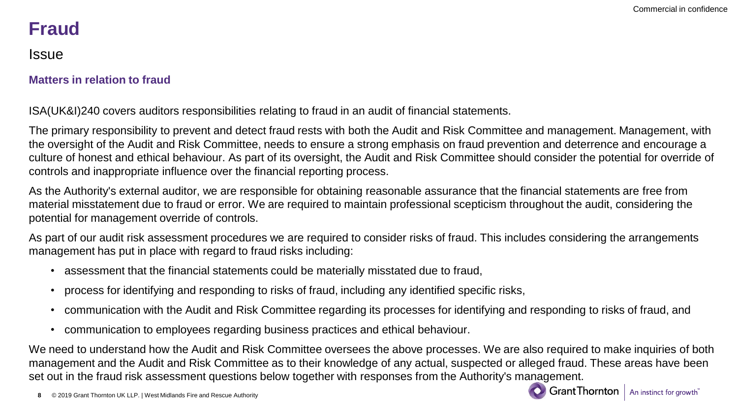# Fraud

## Issue

### Matters in relation to fraud

ISA(UK&I)240 covers auditors responsibilities relating to fraud in an audit of financial statements.

The primary responsibility to prevent and detect fraud rests with both the Audit and Risk Committee and management. Management, with the oversight of the Audit and Risk Committee, needs to ensure a strong emphasis on fraud prevention and deterrence and encourage a culture of honest and ethical behaviour. As part of its oversight, the Audit and Risk Committee should consider the potential for override of controls and inappropriate influence over the financial reporting process.

As the Authority's external auditor, we are responsible for obtaining reasonable assurance that the financial statements are free from material misstatement due to fraud or error. We are required to maintain professional scepticism throughout the audit, considering the potential for management override of controls.

As part of our audit risk assessment procedures we are required to consider risks of fraud. This includes considering the arrangements management has put in place with regard to fraud risks including:

- assessment that the financial statements could be materially misstated due to fraud,
- process for identifying and responding to risks of fraud, including any identified specific risks,
- communication with the Audit and Risk Committee regarding its processes for identifying and responding to risks of fraud, and
- communication to employees regarding business practices and ethical behaviour.

We need to understand how the Audit and Risk Committee oversees the above processes. We are also required to make inquiries of both management and the Audit and Risk Committee as to their knowledge of any actual, suspected or alleged fraud. These areas have been set out in the fraud risk assessment questions below together with responses from the Authority's management.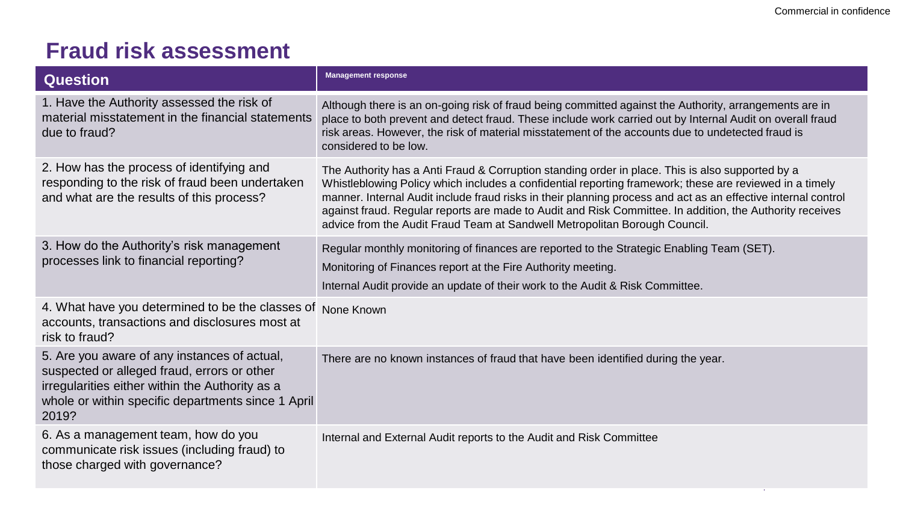# Fraud risk assessment

| Question | Management response |
| --- | --- |
| 1. Have the Authority assessed the risk of material misstatement in the financial statements due to fraud? | Although there is an on-going risk of fraud being committed against the Authority, arrangements are in place to both prevent and detect fraud. These include work carried out by Internal Audit on overall fraud risk areas. However, the risk of material misstatement of the accounts due to undetected fraud is considered to be low. |
| 2. How has the process of identifying and responding to the risk of fraud been undertaken and what are the results of this process? | The Authority has a Anti Fraud & Corruption standing order in place. This is also supported by a Whistleblowing Policy which includes a confidential reporting framework; these are reviewed in a timely manner. Internal Audit include fraud risks in their planning process and act as an effective internal control against fraud. Regular reports are made to Audit and Risk Committee. In addition, the Authority receives advice from the Audit Fraud Team at Sandwell Metropolitan Borough Council. |
| 3. How do the Authority's risk management processes link to financial reporting? | Regular monthly monitoring of finances are reported to the Strategic Enabling Team (SET).<br>Monitoring of Finances report at the Fire Authority meeting.<br>Internal Audit provide an update of their work to the Audit & Risk Committee. |
| 4. What have you determined to be the classes of accounts, transactions and disclosures most at risk to fraud? | None Known |
| 5. Are you aware of any instances of actual, suspected or alleged fraud, errors or other irregularities either within the Authority as a whole or within specific departments since 1 April 2019? | There are no known instances of fraud that have been identified during the year. |
| 6. As a management team, how do you communicate risk issues (including fraud) to those charged with governance? | Internal and External Audit reports to the Audit and Risk Committee |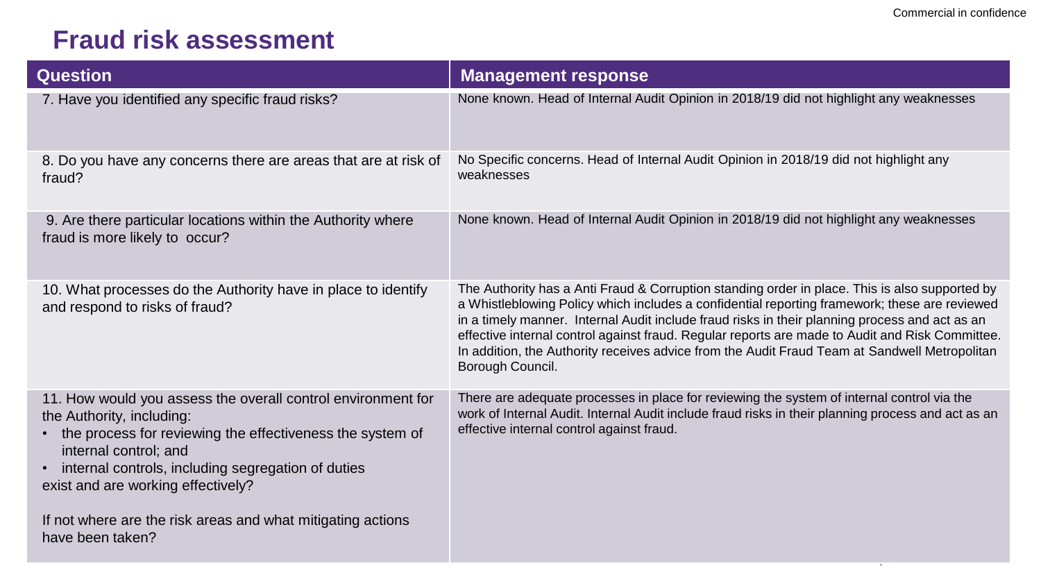# Fraud risk assessment

| Question | Management response |
|---|---|
| 7. Have you identified any specific fraud risks? | None known. Head of Internal Audit Opinion in 2018/19 did not highlight any weaknesses |
| 8. Do you have any concerns there are areas that are at risk of fraud? | No Specific concerns. Head of Internal Audit Opinion in 2018/19 did not highlight any weaknesses |
| 9. Are there particular locations within the Authority where fraud is more likely to occur? | None known. Head of Internal Audit Opinion in 2018/19 did not highlight any weaknesses |
| 10. What processes do the Authority have in place to identify and respond to risks of fraud? | The Authority has a Anti Fraud & Corruption standing order in place. This is also supported by a Whistleblowing Policy which includes a confidential reporting framework; these are reviewed in a timely manner. Internal Audit include fraud risks in their planning process and act as an effective internal control against fraud. Regular reports are made to Audit and Risk Committee. In addition, the Authority receives advice from the Audit Fraud Team at Sandwell Metropolitan Borough Council. |
| 11. How would you assess the overall control environment for the Authority, including:<br>• the process for reviewing the effectiveness the system of internal control; and<br>• internal controls, including segregation of duties<br>exist and are working effectively?<br><br>If not where are the risk areas and what mitigating actions have been taken? | There are adequate processes in place for reviewing the system of internal control via the work of Internal Audit. Internal Audit include fraud risks in their planning process and act as an effective internal control against fraud. |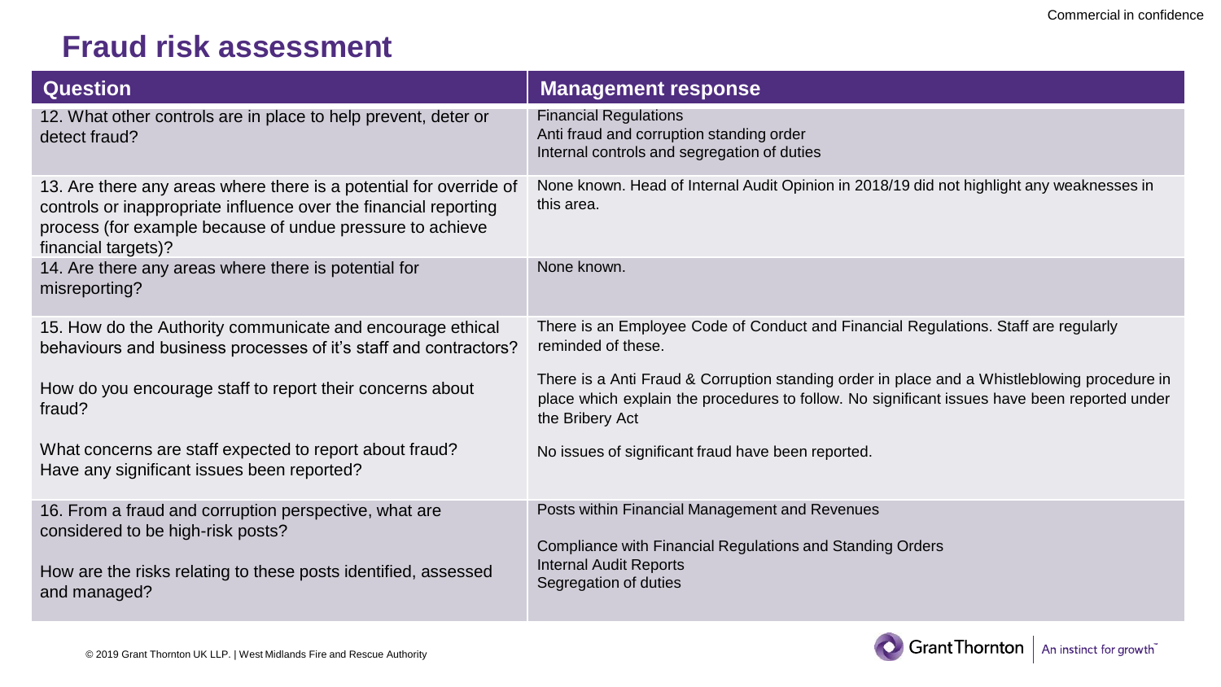## Fraud risk assessment

| Question | Management response |
|---|---|
| 12. What other controls are in place to help prevent, deter or detect fraud? | Financial Regulations<br>Anti fraud and corruption standing order<br>Internal controls and segregation of duties |
| 13. Are there any areas where there is a potential for override of controls or inappropriate influence over the financial reporting process (for example because of undue pressure to achieve financial targets)? | None known. Head of Internal Audit Opinion in 2018/19 did not highlight any weaknesses in this area. |
| 14. Are there any areas where there is potential for misreporting? | None known. |
| 15. How do the Authority communicate and encourage ethical behaviours and business processes of it's staff and contractors?<br><br>How do you encourage staff to report their concerns about fraud?<br><br>What concerns are staff expected to report about fraud? Have any significant issues been reported? | There is an Employee Code of Conduct and Financial Regulations. Staff are regularly reminded of these.<br><br>There is a Anti Fraud & Corruption standing order in place and a Whistleblowing procedure in place which explain the procedures to follow. No significant issues have been reported under the Bribery Act<br><br>No issues of significant fraud have been reported. |
| 16. From a fraud and corruption perspective, what are considered to be high-risk posts?<br><br>How are the risks relating to these posts identified, assessed and managed? | Posts within Financial Management and Revenues<br><br>Compliance with Financial Regulations and Standing Orders<br>Internal Audit Reports<br>Segregation of duties |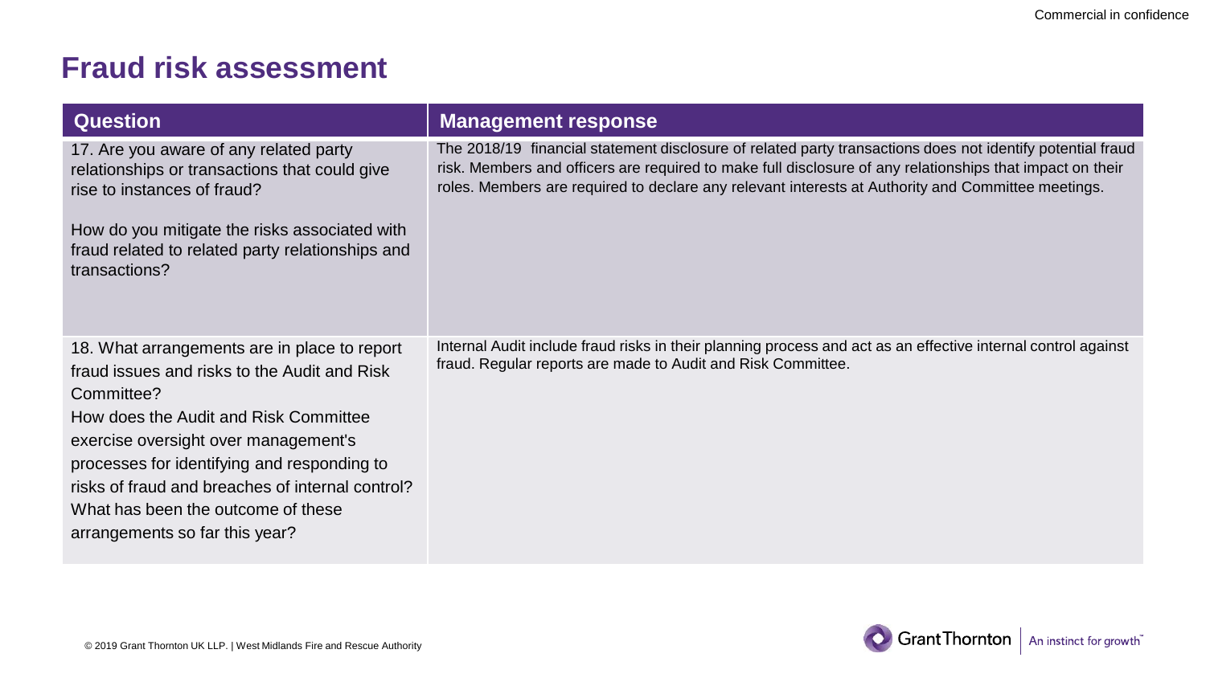# Fraud risk assessment

| Question | Management response |
| --- | --- |
| 17. Are you aware of any related party relationships or transactions that could give rise to instances of fraud?<br><br>How do you mitigate the risks associated with fraud related to related party relationships and transactions? | The 2018/19 financial statement disclosure of related party transactions does not identify potential fraud risk. Members and officers are required to make full disclosure of any relationships that impact on their roles. Members are required to declare any relevant interests at Authority and Committee meetings. |
| 18. What arrangements are in place to report fraud issues and risks to the Audit and Risk Committee?<br>How does the Audit and Risk Committee exercise oversight over management's processes for identifying and responding to risks of fraud and breaches of internal control?<br>What has been the outcome of these arrangements so far this year? | Internal Audit include fraud risks in their planning process and act as an effective internal control against fraud. Regular reports are made to Audit and Risk Committee. |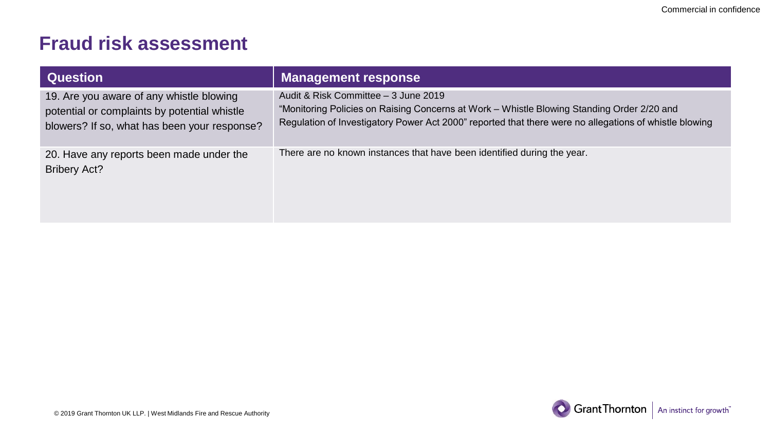# Fraud risk assessment

| Question | Management response |
| --- | --- |
| 19. Are you aware of any whistle blowing potential or complaints by potential whistle blowers? If so, what has been your response? | Audit & Risk Committee – 3 June 2019<br>"Monitoring Policies on Raising Concerns at Work – Whistle Blowing Standing Order 2/20 and Regulation of Investigatory Power Act 2000" reported that there were no allegations of whistle blowing |
| 20. Have any reports been made under the Bribery Act? | There are no known instances that have been identified during the year. |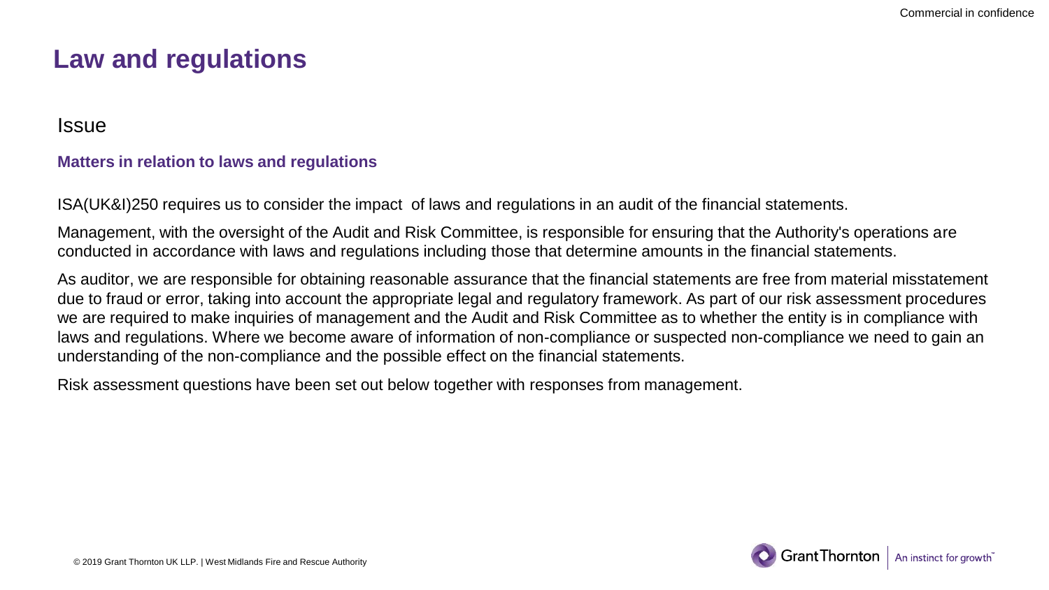# Law and regulations

## Issue

### Matters in relation to laws and regulations

ISA(UK&I)250 requires us to consider the impact of laws and regulations in an audit of the financial statements.

Management, with the oversight of the Audit and Risk Committee, is responsible for ensuring that the Authority's operations are conducted in accordance with laws and regulations including those that determine amounts in the financial statements.

As auditor, we are responsible for obtaining reasonable assurance that the financial statements are free from material misstatement due to fraud or error, taking into account the appropriate legal and regulatory framework. As part of our risk assessment procedures we are required to make inquiries of management and the Audit and Risk Committee as to whether the entity is in compliance with laws and regulations. Where we become aware of information of non-compliance or suspected non-compliance we need to gain an understanding of the non-compliance and the possible effect on the financial statements.

Risk assessment questions have been set out below together with responses from management.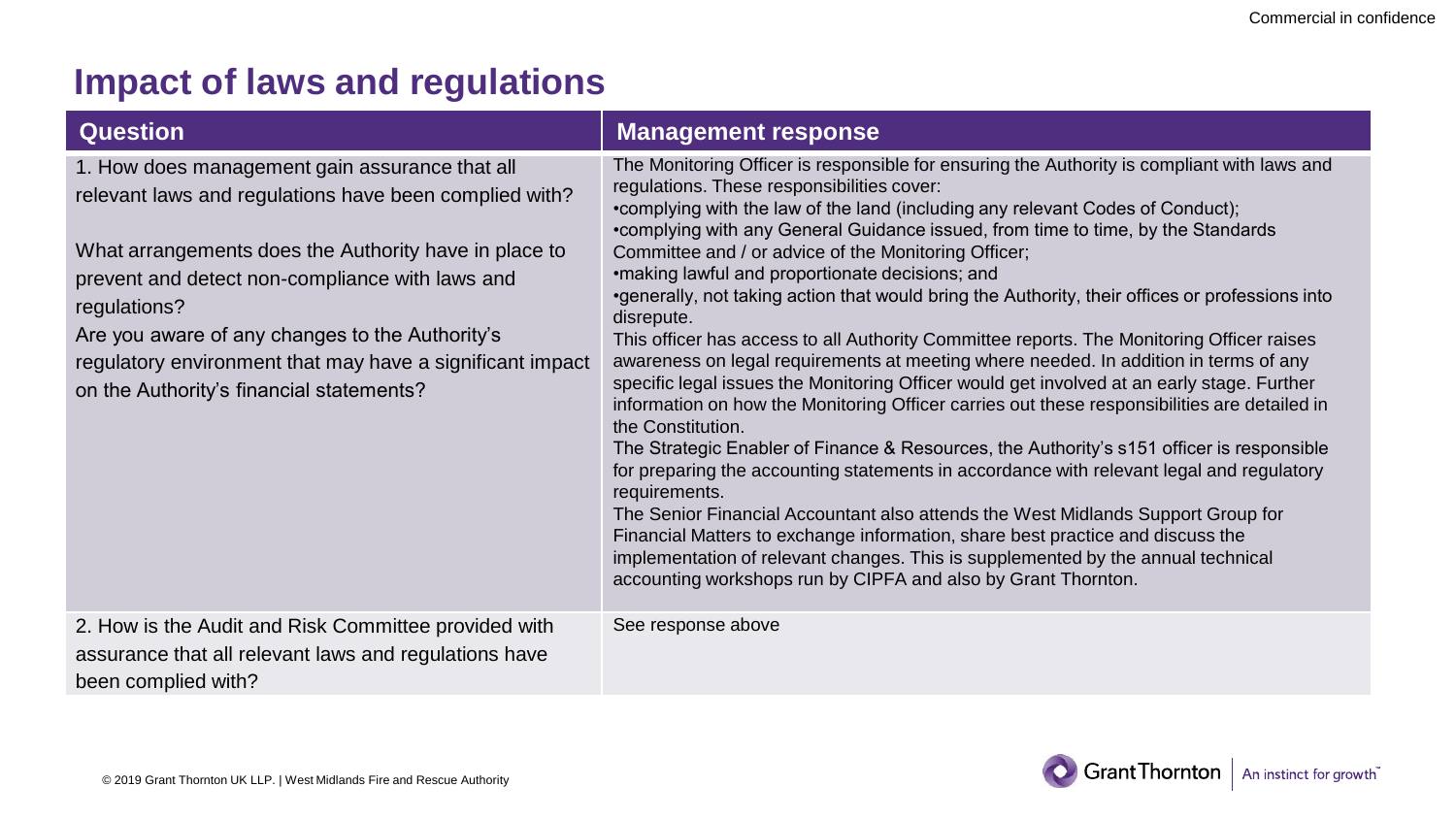# Impact of laws and regulations

| Question | Management response |
| --- | --- |
| 1. How does management gain assurance that all relevant laws and regulations have been complied with?<br><br>What arrangements does the Authority have in place to prevent and detect non-compliance with laws and regulations?<br>Are you aware of any changes to the Authority's regulatory environment that may have a significant impact on the Authority's financial statements? | The Monitoring Officer is responsible for ensuring the Authority is compliant with laws and regulations. These responsibilities cover:<br>•complying with the law of the land (including any relevant Codes of Conduct);<br>•complying with any General Guidance issued, from time to time, by the Standards Committee and / or advice of the Monitoring Officer;<br>•making lawful and proportionate decisions; and<br>•generally, not taking action that would bring the Authority, their offices or professions into disrepute.<br>This officer has access to all Authority Committee reports. The Monitoring Officer raises awareness on legal requirements at meeting where needed. In addition in terms of any specific legal issues the Monitoring Officer would get involved at an early stage. Further information on how the Monitoring Officer carries out these responsibilities are detailed in the Constitution.<br>The Strategic Enabler of Finance & Resources, the Authority's s151 officer is responsible for preparing the accounting statements in accordance with relevant legal and regulatory requirements.<br>The Senior Financial Accountant also attends the West Midlands Support Group for Financial Matters to exchange information, share best practice and discuss the implementation of relevant changes. This is supplemented by the annual technical accounting workshops run by CIPFA and also by Grant Thornton. |
| 2. How is the Audit and Risk Committee provided with assurance that all relevant laws and regulations have been complied with? | See response above |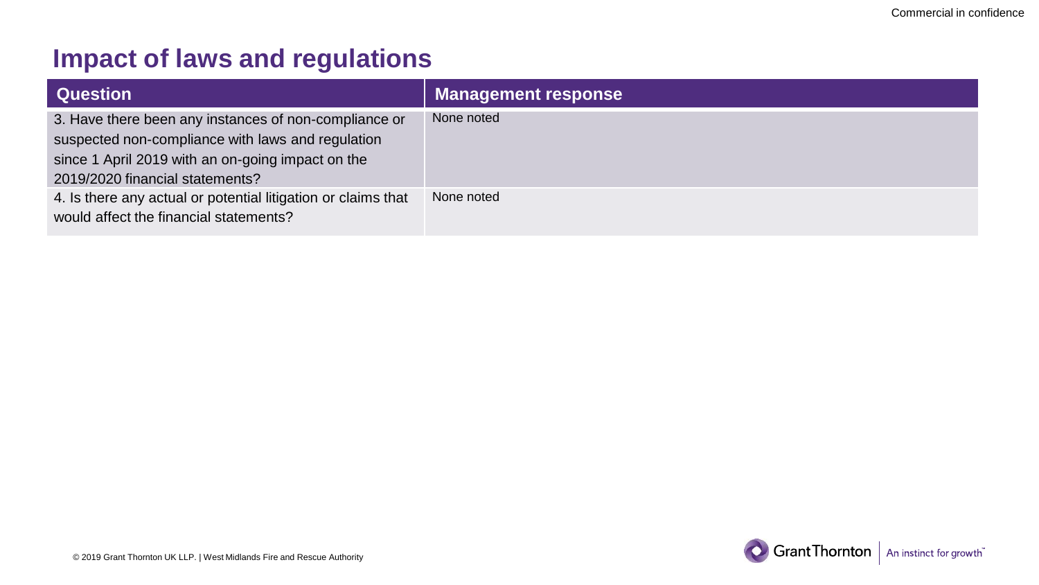# Impact of laws and regulations

| Question | Management response |
|---|---|
| 3. Have there been any instances of non-compliance or suspected non-compliance with laws and regulation since 1 April 2019 with an on-going impact on the 2019/2020 financial statements? | None noted |
| 4. Is there any actual or potential litigation or claims that would affect the financial statements? | None noted |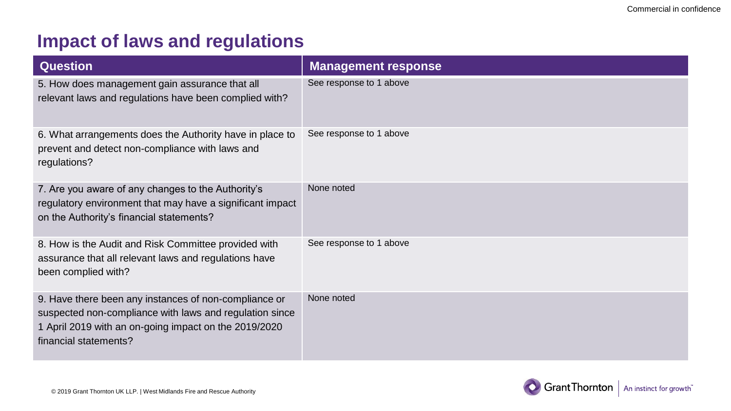# Impact of laws and regulations

| Question | Management response |
| --- | --- |
| 5. How does management gain assurance that all relevant laws and regulations have been complied with? | See response to 1 above |
| 6. What arrangements does the Authority have in place to prevent and detect non-compliance with laws and regulations? | See response to 1 above |
| 7. Are you aware of any changes to the Authority's regulatory environment that may have a significant impact on the Authority's financial statements? | None noted |
| 8. How is the Audit and Risk Committee provided with assurance that all relevant laws and regulations have been complied with? | See response to 1 above |
| 9. Have there been any instances of non-compliance or suspected non-compliance with laws and regulation since 1 April 2019 with an on-going impact on the 2019/2020 financial statements? | None noted |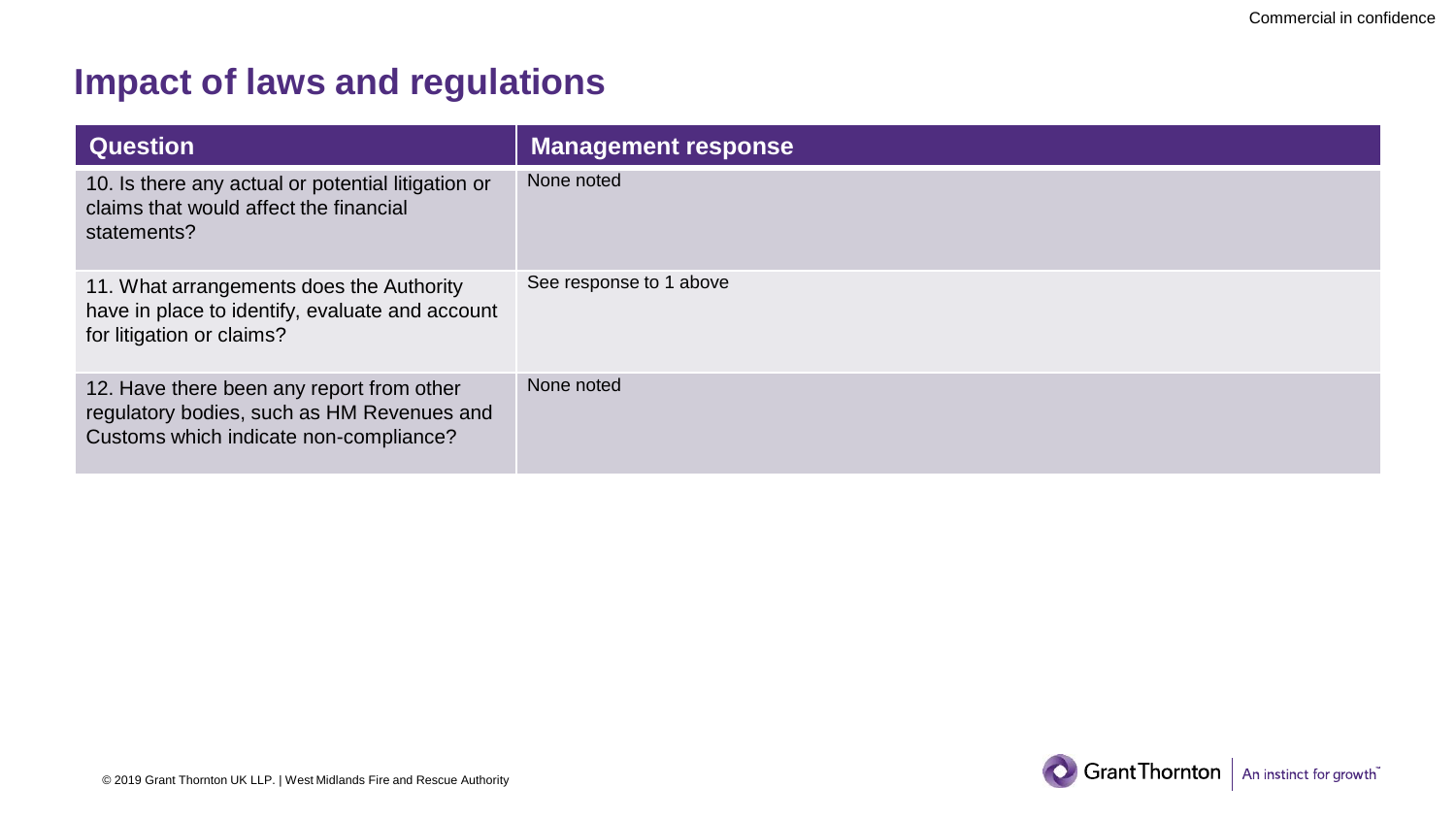# Impact of laws and regulations

| Question | Management response |
| --- | --- |
| 10. Is there any actual or potential litigation or claims that would affect the financial statements? | None noted |
| 11. What arrangements does the Authority have in place to identify, evaluate and account for litigation or claims? | See response to 1 above |
| 12. Have there been any report from other regulatory bodies, such as HM Revenues and Customs which indicate non-compliance? | None noted |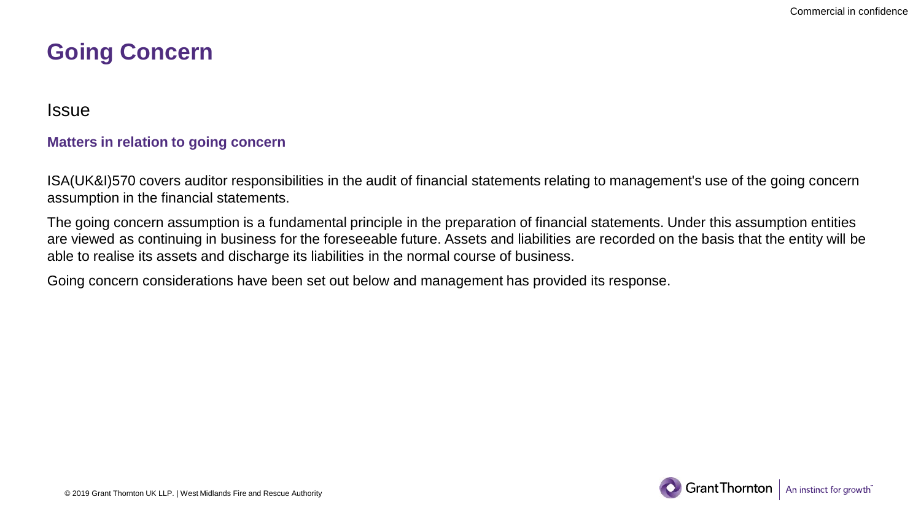# Going Concern

## Issue

### Matters in relation to going concern

ISA(UK&I)570 covers auditor responsibilities in the audit of financial statements relating to management's use of the going concern assumption in the financial statements.

The going concern assumption is a fundamental principle in the preparation of financial statements. Under this assumption entities are viewed as continuing in business for the foreseeable future. Assets and liabilities are recorded on the basis that the entity will be able to realise its assets and discharge its liabilities in the normal course of business.

Going concern considerations have been set out below and management has provided its response.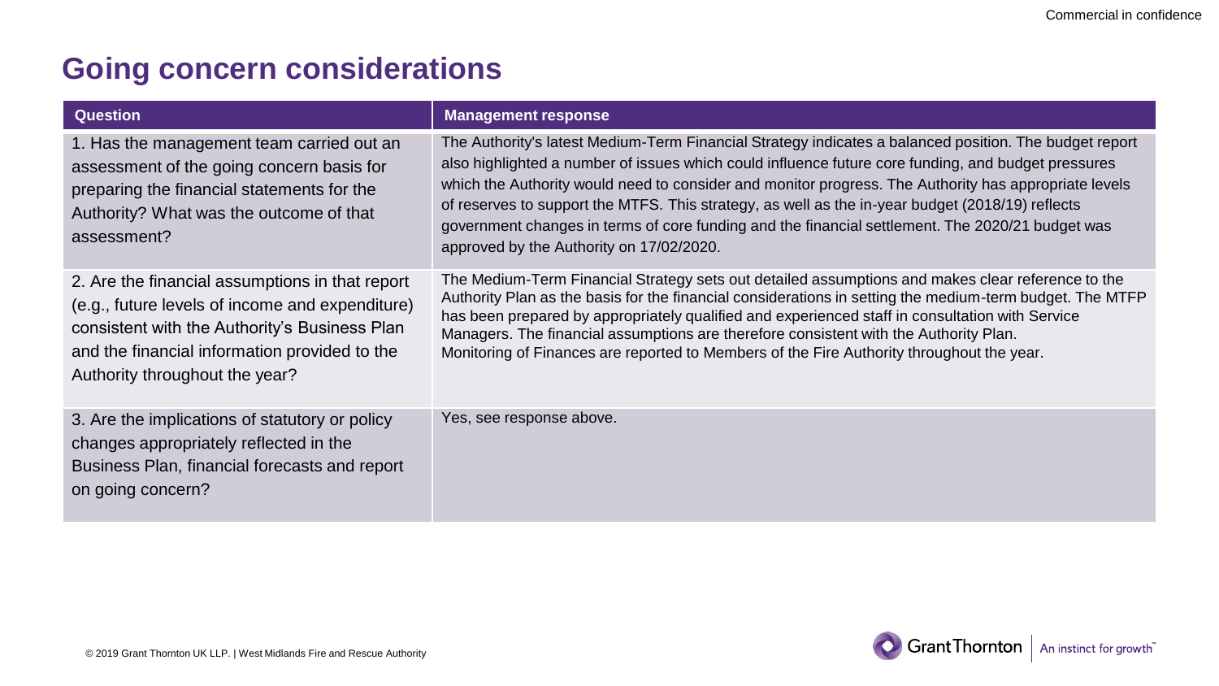# Going concern considerations

| Question | Management response |
| --- | --- |
| 1. Has the management team carried out an assessment of the going concern basis for preparing the financial statements for the Authority? What was the outcome of that assessment? | The Authority's latest Medium-Term Financial Strategy indicates a balanced position. The budget report also highlighted a number of issues which could influence future core funding, and budget pressures which the Authority would need to consider and monitor progress. The Authority has appropriate levels of reserves to support the MTFS. This strategy, as well as the in-year budget (2018/19) reflects government changes in terms of core funding and the financial settlement. The 2020/21 budget was approved by the Authority on 17/02/2020. |
| 2. Are the financial assumptions in that report (e.g., future levels of income and expenditure) consistent with the Authority's Business Plan and the financial information provided to the Authority throughout the year? | The Medium-Term Financial Strategy sets out detailed assumptions and makes clear reference to the Authority Plan as the basis for the financial considerations in setting the medium-term budget. The MTFP has been prepared by appropriately qualified and experienced staff in consultation with Service Managers. The financial assumptions are therefore consistent with the Authority Plan. Monitoring of Finances are reported to Members of the Fire Authority throughout the year. |
| 3. Are the implications of statutory or policy changes appropriately reflected in the Business Plan, financial forecasts and report on going concern? | Yes, see response above. |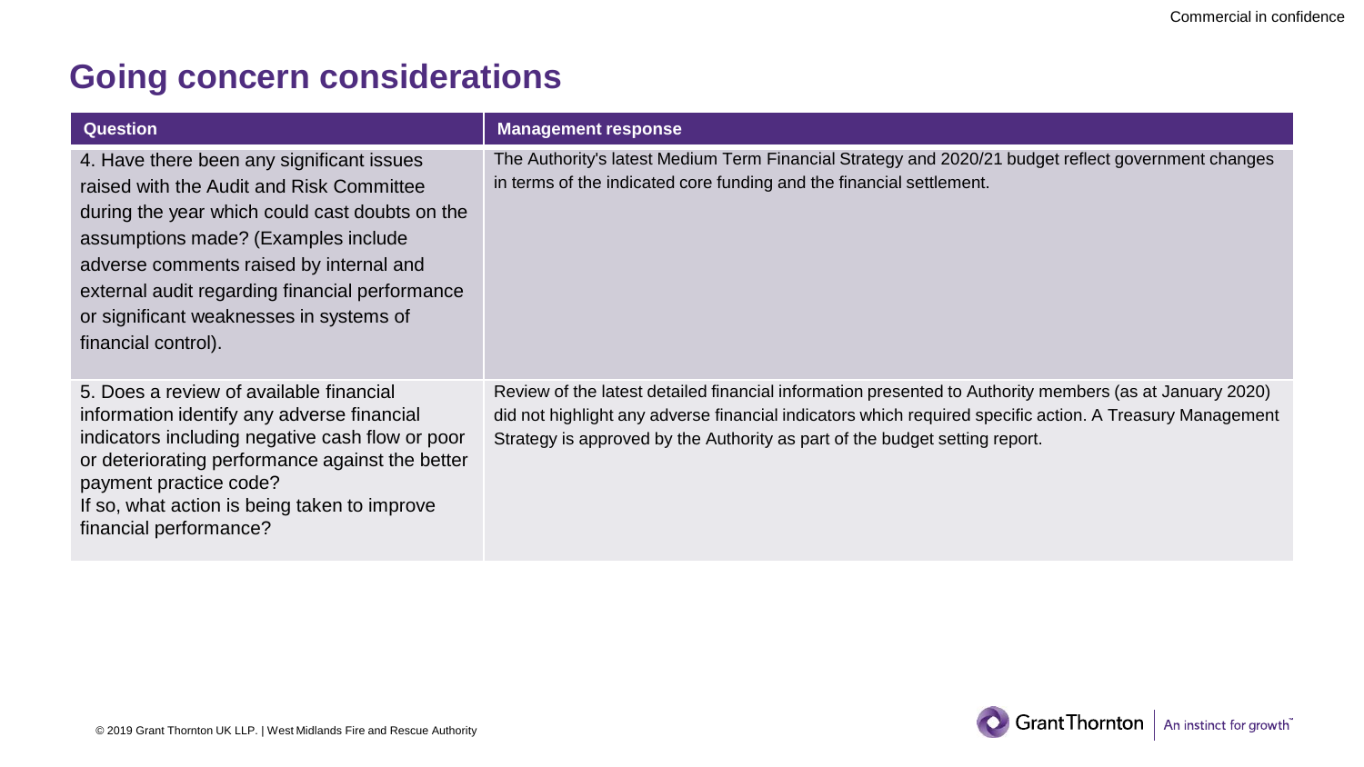# Going concern considerations

| Question | Management response |
| --- | --- |
| 4. Have there been any significant issues raised with the Audit and Risk Committee during the year which could cast doubts on the assumptions made? (Examples include adverse comments raised by internal and external audit regarding financial performance or significant weaknesses in systems of financial control). | The Authority's latest Medium Term Financial Strategy and 2020/21 budget reflect government changes in terms of the indicated core funding and the financial settlement. |
| 5. Does a review of available financial information identify any adverse financial indicators including negative cash flow or poor or deteriorating performance against the better payment practice code? If so, what action is being taken to improve financial performance? | Review of the latest detailed financial information presented to Authority members (as at January 2020) did not highlight any adverse financial indicators which required specific action. A Treasury Management Strategy is approved by the Authority as part of the budget setting report. |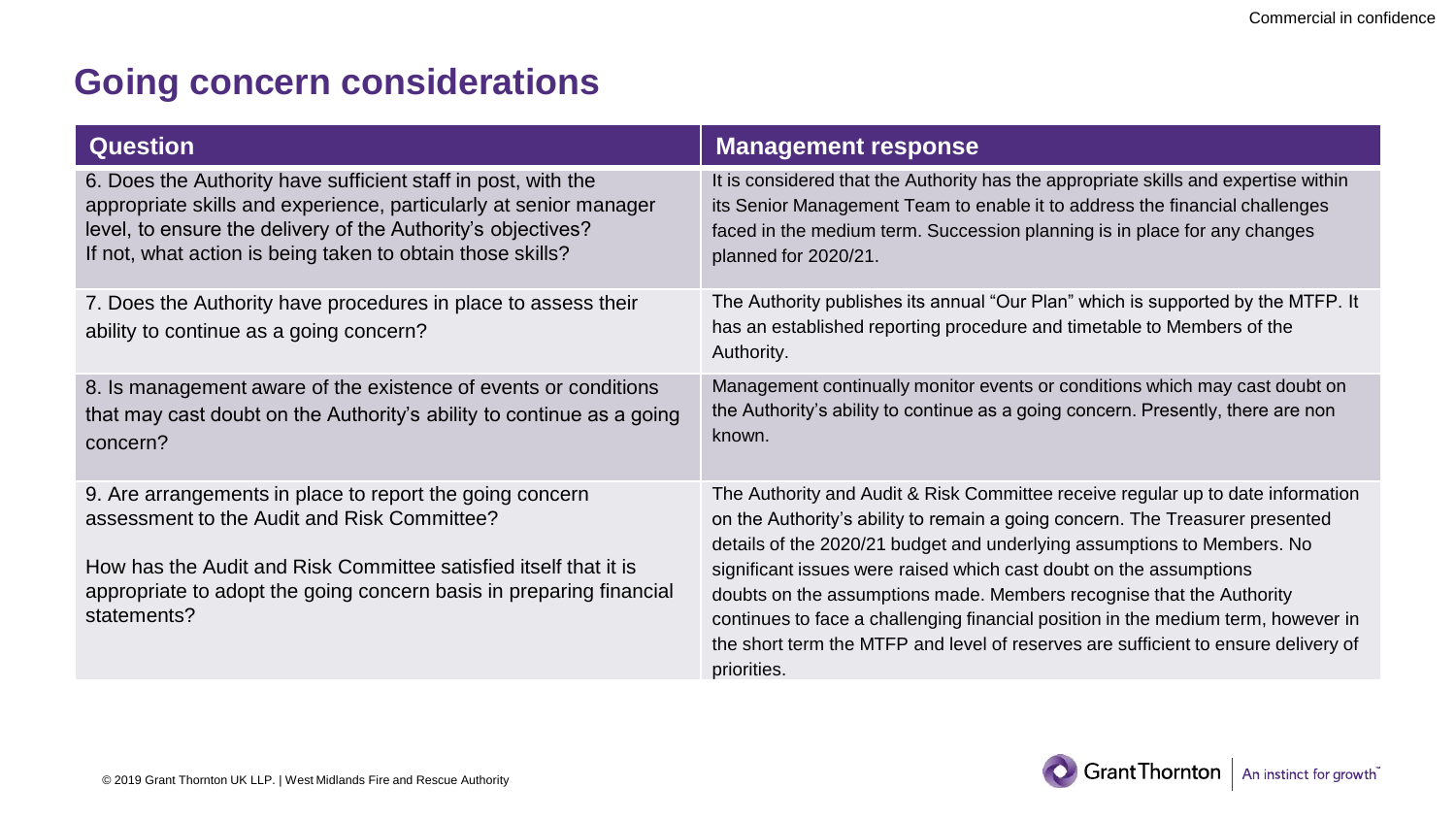# Going concern considerations

| Question | Management response |
|---|---|
| 6. Does the Authority have sufficient staff in post, with the appropriate skills and experience, particularly at senior manager level, to ensure the delivery of the Authority's objectives? If not, what action is being taken to obtain those skills? | It is considered that the Authority has the appropriate skills and expertise within its Senior Management Team to enable it to address the financial challenges faced in the medium term. Succession planning is in place for any changes planned for 2020/21. |
| 7. Does the Authority have procedures in place to assess their ability to continue as a going concern? | The Authority publishes its annual "Our Plan" which is supported by the MTFP. It has an established reporting procedure and timetable to Members of the Authority. |
| 8. Is management aware of the existence of events or conditions that may cast doubt on the Authority's ability to continue as a going concern? | Management continually monitor events or conditions which may cast doubt on the Authority's ability to continue as a going concern. Presently, there are non known. |
| 9. Are arrangements in place to report the going concern assessment to the Audit and Risk Committee?<br><br>How has the Audit and Risk Committee satisfied itself that it is appropriate to adopt the going concern basis in preparing financial statements? | The Authority and Audit & Risk Committee receive regular up to date information on the Authority's ability to remain a going concern. The Treasurer presented details of the 2020/21 budget and underlying assumptions to Members. No significant issues were raised which cast doubt on the assumptions doubts on the assumptions made. Members recognise that the Authority continues to face a challenging financial position in the medium term, however in the short term the MTFP and level of reserves are sufficient to ensure delivery of priorities. |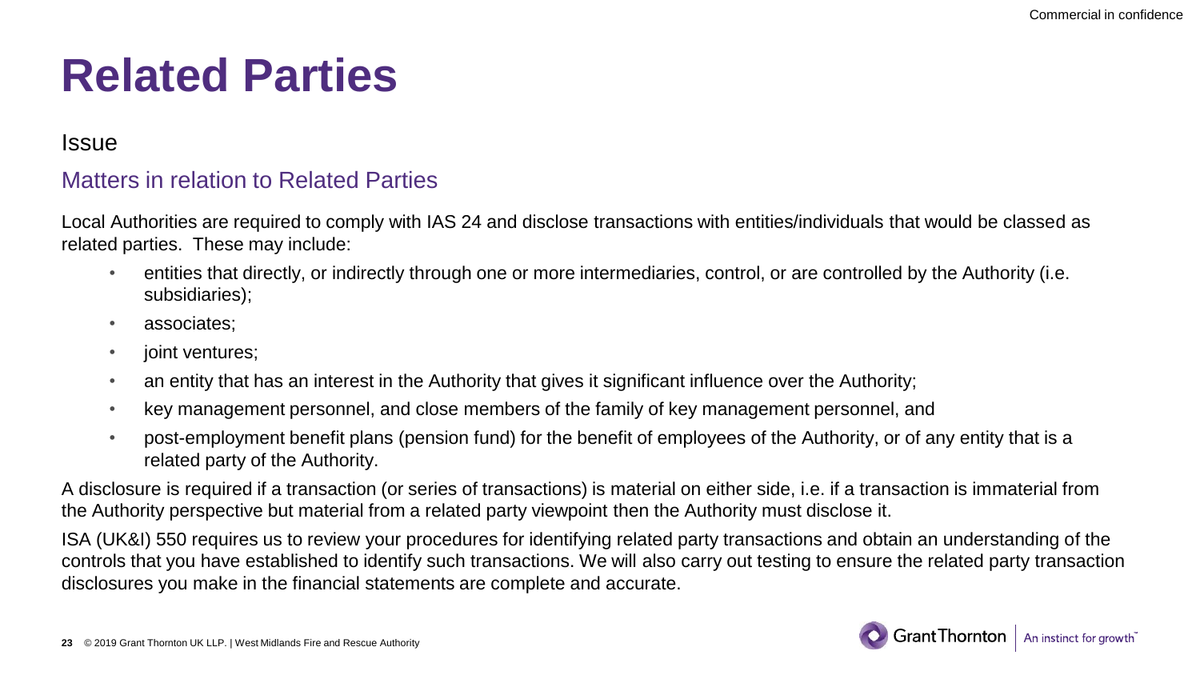# Related Parties

## Issue

### Matters in relation to Related Parties

Local Authorities are required to comply with IAS 24 and disclose transactions with entities/individuals that would be classed as related parties. These may include:

- entities that directly, or indirectly through one or more intermediaries, control, or are controlled by the Authority (i.e. subsidiaries);
- associates;
- joint ventures;
- an entity that has an interest in the Authority that gives it significant influence over the Authority;
- key management personnel, and close members of the family of key management personnel, and
- post-employment benefit plans (pension fund) for the benefit of employees of the Authority, or of any entity that is a related party of the Authority.

A disclosure is required if a transaction (or series of transactions) is material on either side, i.e. if a transaction is immaterial from the Authority perspective but material from a related party viewpoint then the Authority must disclose it.

ISA (UK&I) 550 requires us to review your procedures for identifying related party transactions and obtain an understanding of the controls that you have established to identify such transactions. We will also carry out testing to ensure the related party transaction disclosures you make in the financial statements are complete and accurate.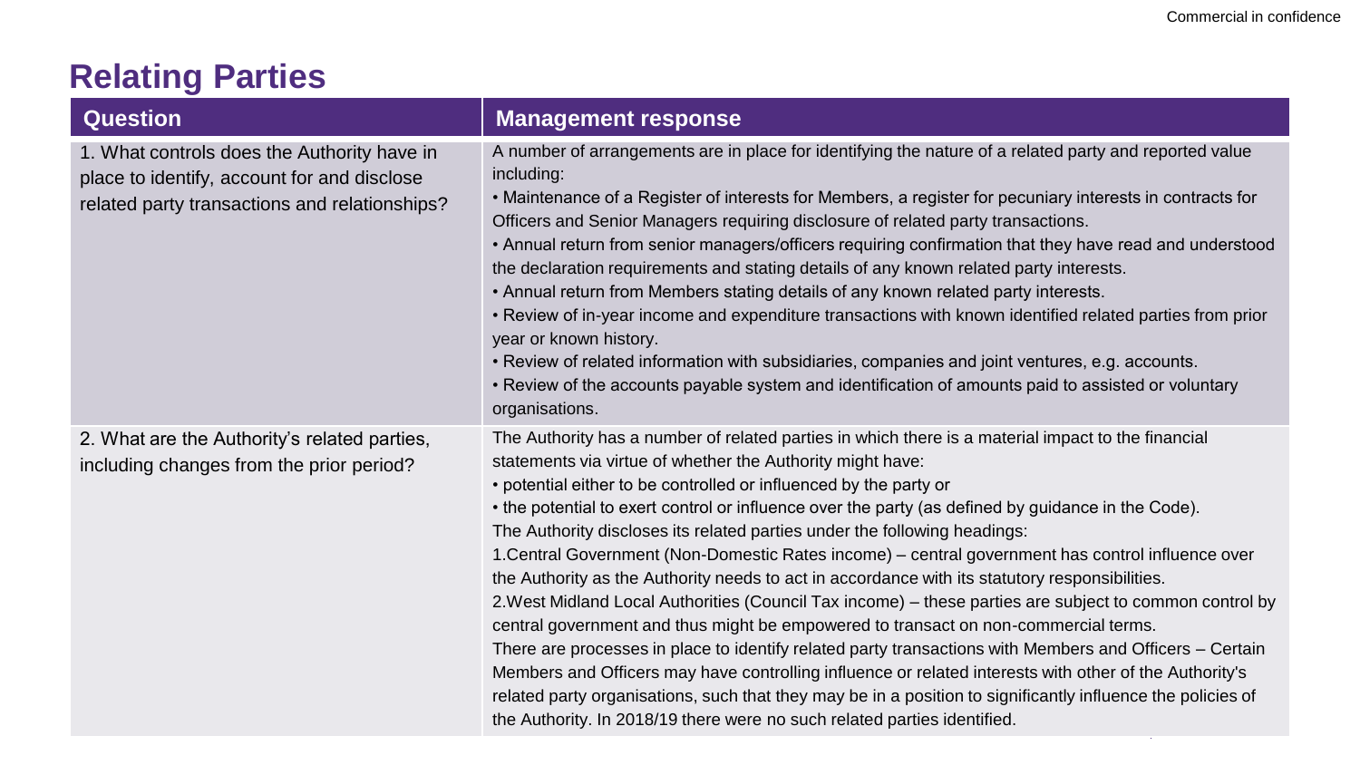# Relating Parties

| Question | Management response |
| --- | --- |
| 1. What controls does the Authority have in place to identify, account for and disclose related party transactions and relationships? | A number of arrangements are in place for identifying the nature of a related party and reported value including:<br>• Maintenance of a Register of interests for Members, a register for pecuniary interests in contracts for Officers and Senior Managers requiring disclosure of related party transactions.<br>• Annual return from senior managers/officers requiring confirmation that they have read and understood the declaration requirements and stating details of any known related party interests.<br>• Annual return from Members stating details of any known related party interests.<br>• Review of in-year income and expenditure transactions with known identified related parties from prior year or known history.<br>• Review of related information with subsidiaries, companies and joint ventures, e.g. accounts.<br>• Review of the accounts payable system and identification of amounts paid to assisted or voluntary organisations. |
| 2. What are the Authority's related parties, including changes from the prior period? | The Authority has a number of related parties in which there is a material impact to the financial statements via virtue of whether the Authority might have:<br>• potential either to be controlled or influenced by the party or<br>• the potential to exert control or influence over the party (as defined by guidance in the Code).<br>The Authority discloses its related parties under the following headings:<br>1.Central Government (Non-Domestic Rates income) – central government has control influence over the Authority as the Authority needs to act in accordance with its statutory responsibilities.<br>2.West Midland Local Authorities (Council Tax income) – these parties are subject to common control by central government and thus might be empowered to transact on non-commercial terms.<br>There are processes in place to identify related party transactions with Members and Officers – Certain Members and Officers may have controlling influence or related interests with other of the Authority's related party organisations, such that they may be in a position to significantly influence the policies of the Authority. In 2018/19 there were no such related parties identified. |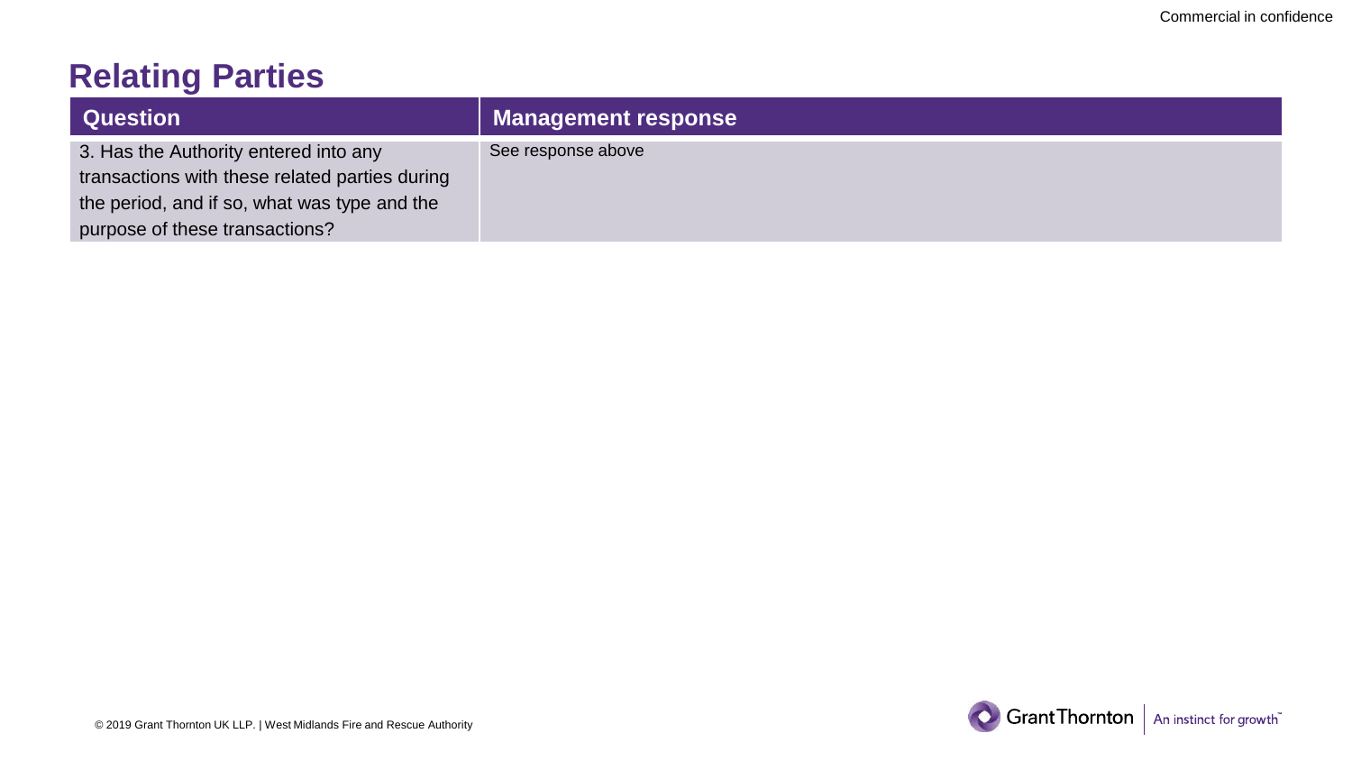# Relating Parties

| Question | Management response |
| --- | --- |
| 3. Has the Authority entered into any transactions with these related parties during the period, and if so, what was type and the purpose of these transactions? | See response above |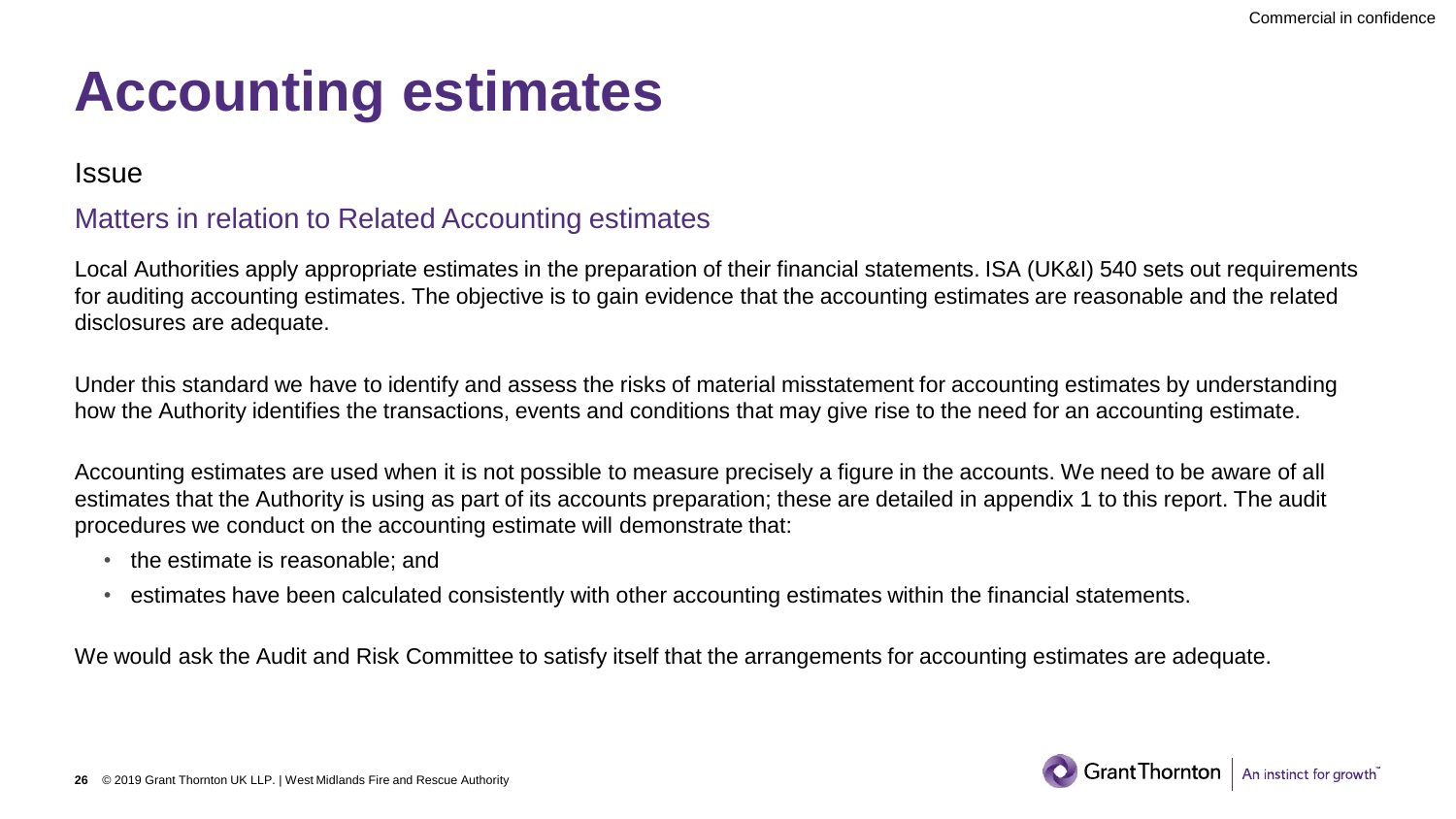# Accounting estimates

## Issue

### Matters in relation to Related Accounting estimates

Local Authorities apply appropriate estimates in the preparation of their financial statements. ISA (UK&I) 540 sets out requirements for auditing accounting estimates. The objective is to gain evidence that the accounting estimates are reasonable and the related disclosures are adequate.

Under this standard we have to identify and assess the risks of material misstatement for accounting estimates by understanding how the Authority identifies the transactions, events and conditions that may give rise to the need for an accounting estimate.

Accounting estimates are used when it is not possible to measure precisely a figure in the accounts. We need to be aware of all estimates that the Authority is using as part of its accounts preparation; these are detailed in appendix 1 to this report. The audit procedures we conduct on the accounting estimate will demonstrate that:

- the estimate is reasonable; and
- estimates have been calculated consistently with other accounting estimates within the financial statements.

We would ask the Audit and Risk Committee to satisfy itself that the arrangements for accounting estimates are adequate.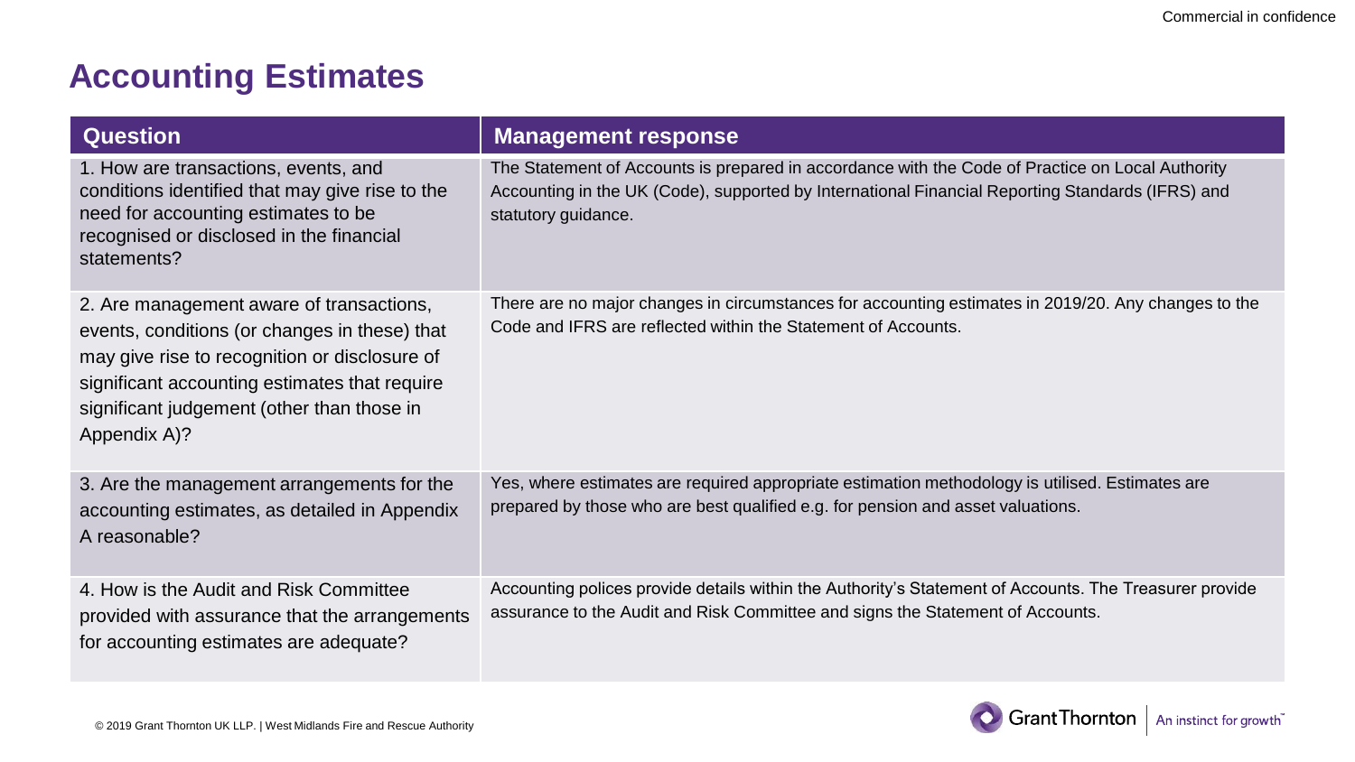# Accounting Estimates

| Question | Management response |
| --- | --- |
| 1. How are transactions, events, and conditions identified that may give rise to the need for accounting estimates to be recognised or disclosed in the financial statements? | The Statement of Accounts is prepared in accordance with the Code of Practice on Local Authority Accounting in the UK (Code), supported by International Financial Reporting Standards (IFRS) and statutory guidance. |
| 2. Are management aware of transactions, events, conditions (or changes in these) that may give rise to recognition or disclosure of significant accounting estimates that require significant judgement (other than those in Appendix A)? | There are no major changes in circumstances for accounting estimates in 2019/20. Any changes to the Code and IFRS are reflected within the Statement of Accounts. |
| 3. Are the management arrangements for the accounting estimates, as detailed in Appendix A reasonable? | Yes, where estimates are required appropriate estimation methodology is utilised. Estimates are prepared by those who are best qualified e.g. for pension and asset valuations. |
| 4. How is the Audit and Risk Committee provided with assurance that the arrangements for accounting estimates are adequate? | Accounting polices provide details within the Authority's Statement of Accounts. The Treasurer provide assurance to the Audit and Risk Committee and signs the Statement of Accounts. |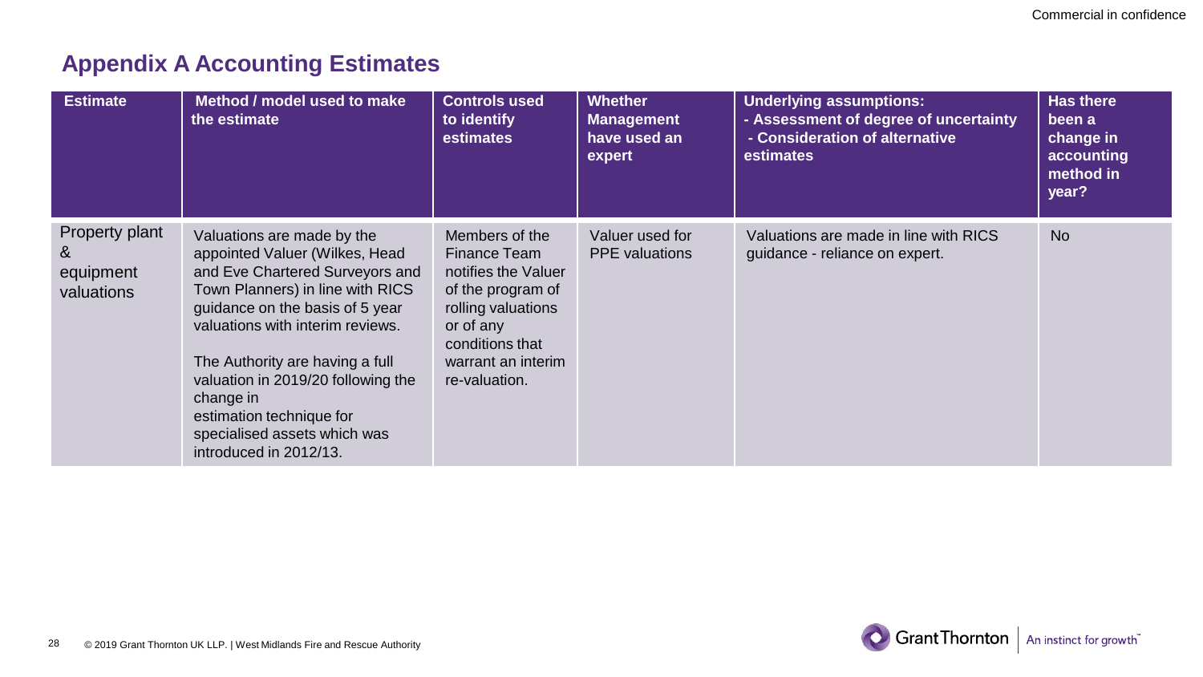## Appendix A Accounting Estimates

| Estimate | Method / model used to make the estimate | Controls used to identify estimates | Whether Management have used an expert | Underlying assumptions: - Assessment of degree of uncertainty - Consideration of alternative estimates | Has there been a change in accounting method in year? |
|---|---|---|---|---|---|
| Property plant & equipment valuations | Valuations are made by the appointed Valuer (Wilkes, Head and Eve Chartered Surveyors and Town Planners) in line with RICS guidance on the basis of 5 year valuations with interim reviews. The Authority are having a full valuation in 2019/20 following the change in estimation technique for specialised assets which was introduced in 2012/13. | Members of the Finance Team notifies the Valuer of the program of rolling valuations or of any conditions that warrant an interim re-valuation. | Valuer used for PPE valuations | Valuations are made in line with RICS guidance - reliance on expert. | No |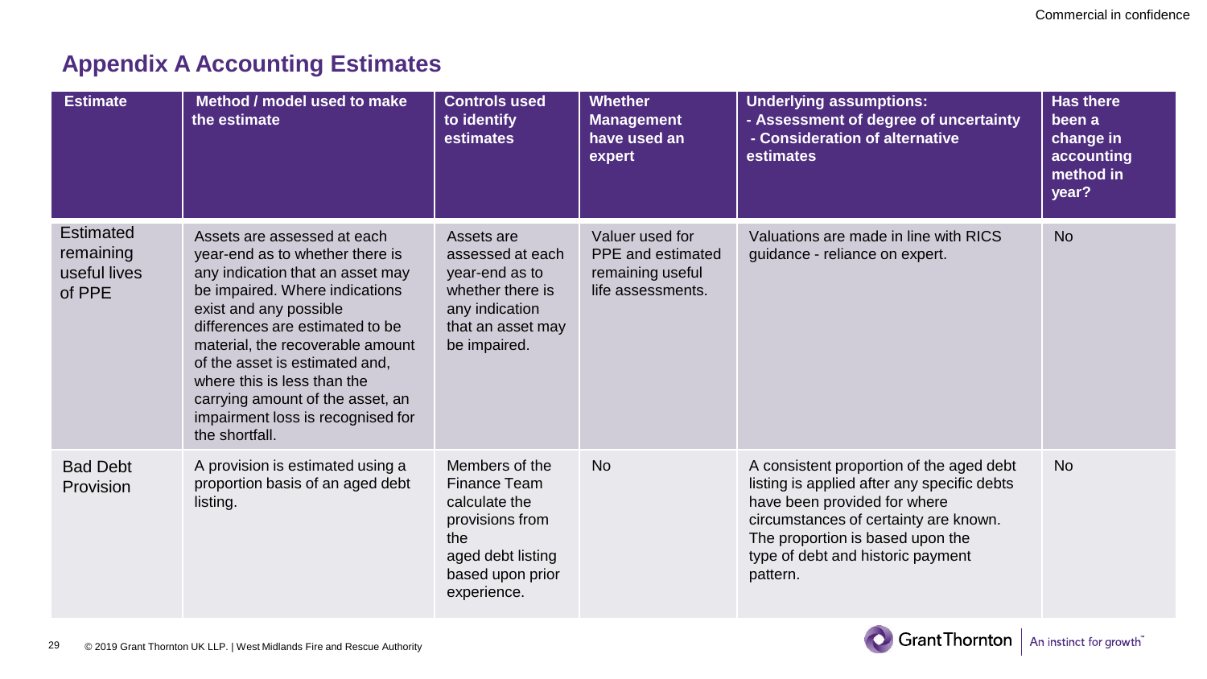## Appendix A Accounting Estimates

| Estimate | Method / model used to make the estimate | Controls used to identify estimates | Whether Management have used an expert | Underlying assumptions: - Assessment of degree of uncertainty - Consideration of alternative estimates | Has there been a change in accounting method in year? |
|---|---|---|---|---|---|
| Estimated remaining useful lives of PPE | Assets are assessed at each year-end as to whether there is any indication that an asset may be impaired. Where indications exist and any possible differences are estimated to be material, the recoverable amount of the asset is estimated and, where this is less than the carrying amount of the asset, an impairment loss is recognised for the shortfall. | Assets are assessed at each year-end as to whether there is any indication that an asset may be impaired. | Valuer used for PPE and estimated remaining useful life assessments. | Valuations are made in line with RICS guidance - reliance on expert. | No |
| Bad Debt Provision | A provision is estimated using a proportion basis of an aged debt listing. | Members of the Finance Team calculate the provisions from the aged debt listing based upon prior experience. | No | A consistent proportion of the aged debt listing is applied after any specific debts have been provided for where circumstances of certainty are known. The proportion is based upon the type of debt and historic payment pattern. | No |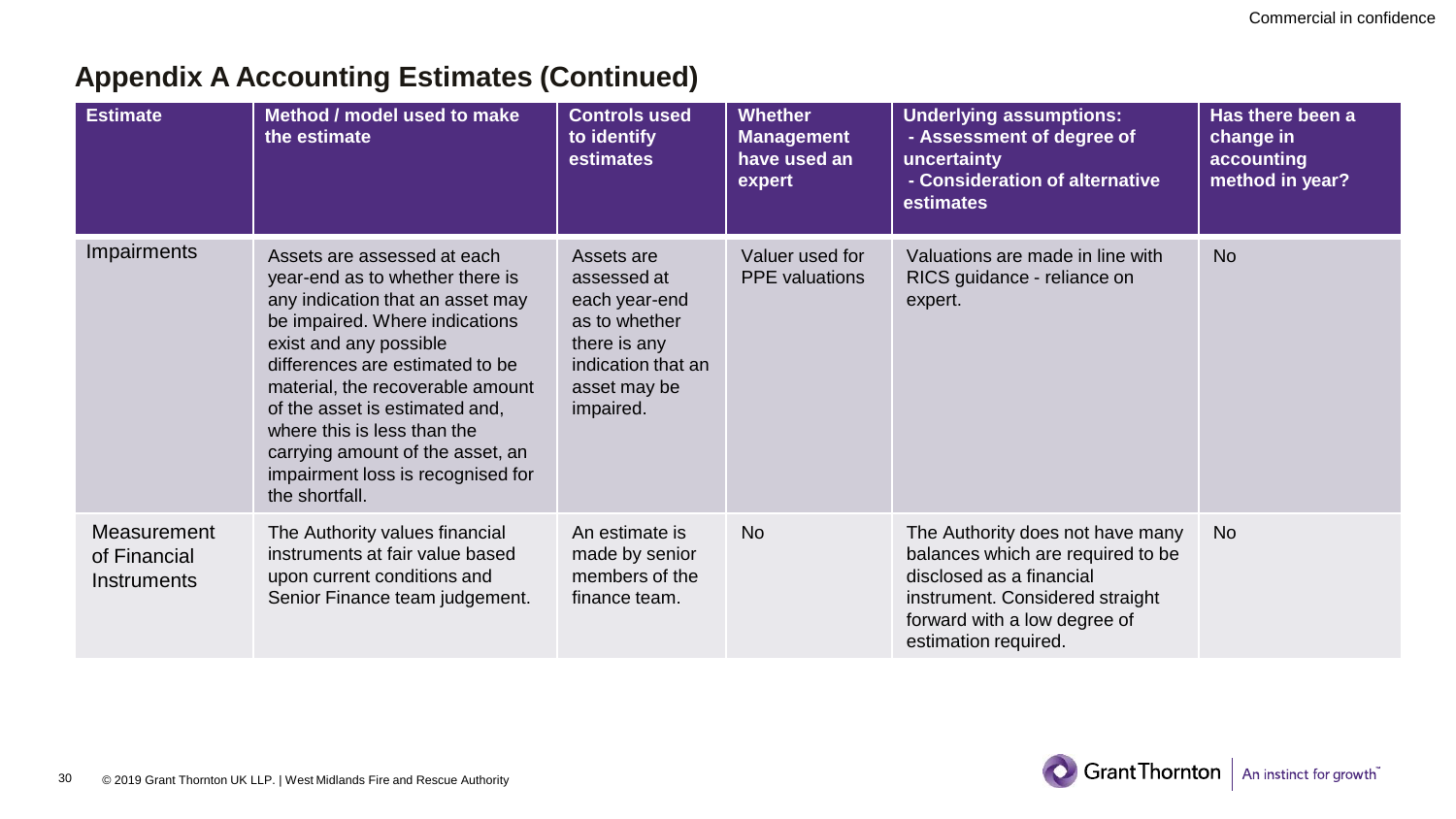## Appendix A Accounting Estimates (Continued)

| Estimate | Method / model used to make the estimate | Controls used to identify estimates | Whether Management have used an expert | Underlying assumptions: - Assessment of degree of uncertainty - Consideration of alternative estimates | Has there been a change in accounting method in year? |
|---|---|---|---|---|---|
| Impairments | Assets are assessed at each year-end as to whether there is any indication that an asset may be impaired. Where indications exist and any possible differences are estimated to be material, the recoverable amount of the asset is estimated and, where this is less than the carrying amount of the asset, an impairment loss is recognised for the shortfall. | Assets are assessed at each year-end as to whether there is any indication that an asset may be impaired. | Valuer used for PPE valuations | Valuations are made in line with RICS guidance - reliance on expert. | No |
| Measurement of Financial Instruments | The Authority values financial instruments at fair value based upon current conditions and Senior Finance team judgement. | An estimate is made by senior members of the finance team. | No | The Authority does not have many balances which are required to be disclosed as a financial instrument. Considered straight forward with a low degree of estimation required. | No |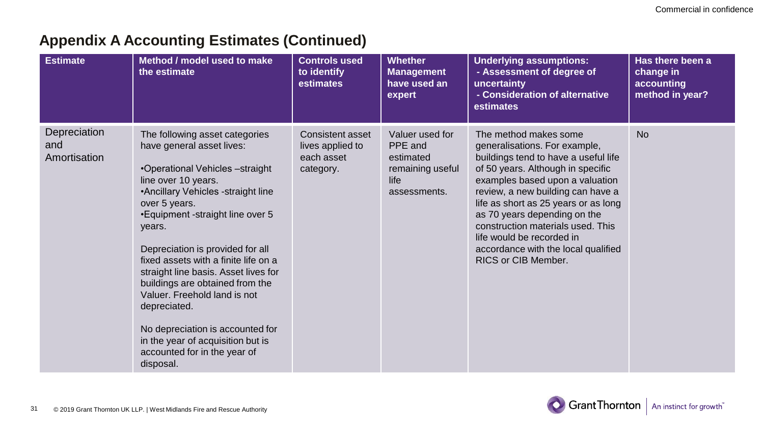## Appendix A Accounting Estimates (Continued)

| Estimate | Method / model used to make the estimate | Controls used to identify estimates | Whether Management have used an expert | Underlying assumptions: - Assessment of degree of uncertainty - Consideration of alternative estimates | Has there been a change in accounting method in year? |
|---|---|---|---|---|---|
| Depreciation and Amortisation | The following asset categories have general asset lives:<br><br>•Operational Vehicles –straight line over 10 years.<br>•Ancillary Vehicles -straight line over 5 years.<br>•Equipment -straight line over 5 years.<br><br>Depreciation is provided for all fixed assets with a finite life on a straight line basis. Asset lives for buildings are obtained from the Valuer. Freehold land is not depreciated.<br><br>No depreciation is accounted for in the year of acquisition but is accounted for in the year of disposal. | Consistent asset lives applied to each asset category. | Valuer used for PPE and estimated remaining useful life assessments. | The method makes some generalisations. For example, buildings tend to have a useful life of 50 years. Although in specific examples based upon a valuation review, a new building can have a life as short as 25 years or as long as 70 years depending on the construction materials used. This life would be recorded in accordance with the local qualified RICS or CIB Member. | No |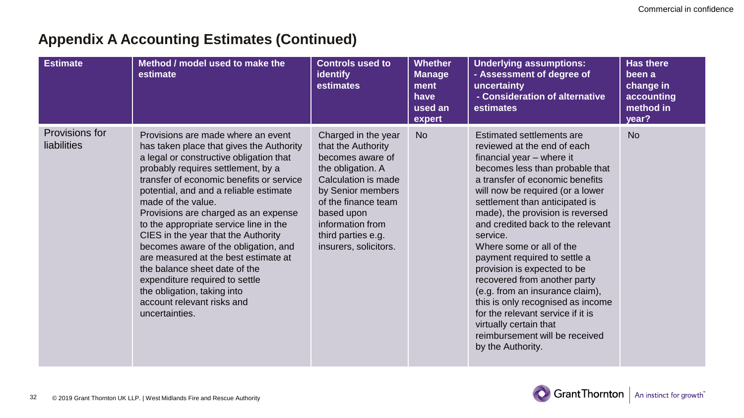## Appendix A Accounting Estimates (Continued)

| Estimate | Method / model used to make the estimate | Controls used to identify estimates | Whether Management have used an expert | Underlying assumptions: - Assessment of degree of uncertainty - Consideration of alternative estimates | Has there been a change in accounting method in year? |
|---|---|---|---|---|---|
| Provisions for liabilities | Provisions are made where an event has taken place that gives the Authority a legal or constructive obligation that probably requires settlement, by a transfer of economic benefits or service potential, and and a reliable estimate made of the value. Provisions are charged as an expense to the appropriate service line in the CIES in the year that the Authority becomes aware of the obligation, and are measured at the best estimate at the balance sheet date of the expenditure required to settle the obligation, taking into account relevant risks and uncertainties. | Charged in the year that the Authority becomes aware of the obligation. A Calculation is made by Senior members of the finance team based upon information from third parties e.g. insurers, solicitors. | No | Estimated settlements are reviewed at the end of each financial year – where it becomes less than probable that a transfer of economic benefits will now be required (or a lower settlement than anticipated is made), the provision is reversed and credited back to the relevant service. Where some or all of the payment required to settle a provision is expected to be recovered from another party (e.g. from an insurance claim), this is only recognised as income for the relevant service if it is virtually certain that reimbursement will be received by the Authority. | No |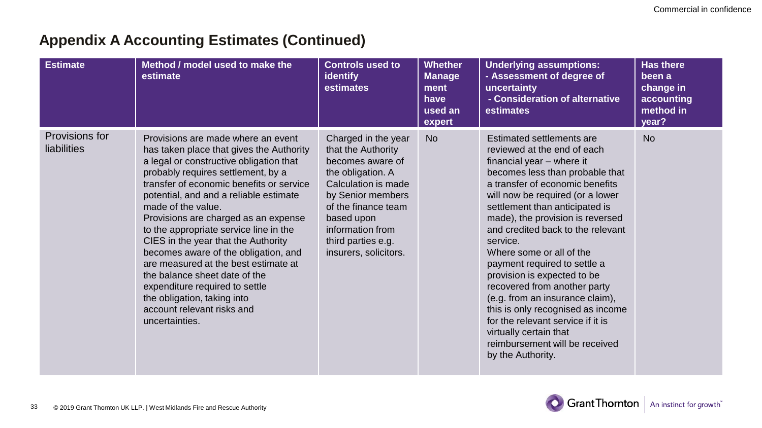## Appendix A Accounting Estimates (Continued)

| Estimate | Method / model used to make the estimate | Controls used to identify estimates | Whether Management have used an expert | Underlying assumptions: - Assessment of degree of uncertainty - Consideration of alternative estimates | Has there been a change in accounting method in year? |
|---|---|---|---|---|---|
| Provisions for liabilities | Provisions are made where an event has taken place that gives the Authority a legal or constructive obligation that probably requires settlement, by a transfer of economic benefits or service potential, and and a reliable estimate made of the value. Provisions are charged as an expense to the appropriate service line in the CIES in the year that the Authority becomes aware of the obligation, and are measured at the best estimate at the balance sheet date of the expenditure required to settle the obligation, taking into account relevant risks and uncertainties. | Charged in the year that the Authority becomes aware of the obligation. A Calculation is made by Senior members of the finance team based upon information from third parties e.g. insurers, solicitors. | No | Estimated settlements are reviewed at the end of each financial year – where it becomes less than probable that a transfer of economic benefits will now be required (or a lower settlement than anticipated is made), the provision is reversed and credited back to the relevant service. Where some or all of the payment required to settle a provision is expected to be recovered from another party (e.g. from an insurance claim), this is only recognised as income for the relevant service if it is virtually certain that reimbursement will be received by the Authority. | No |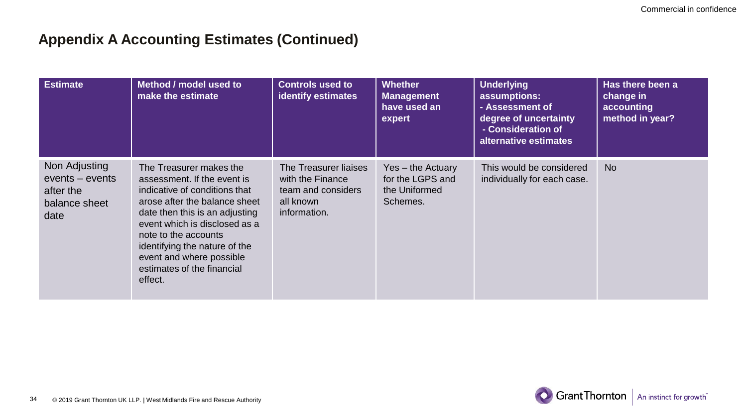## Appendix A Accounting Estimates (Continued)

| Estimate | Method / model used to make the estimate | Controls used to identify estimates | Whether Management have used an expert | Underlying assumptions: - Assessment of degree of uncertainty - Consideration of alternative estimates | Has there been a change in accounting method in year? |
|---|---|---|---|---|---|
| Non Adjusting events – events after the balance sheet date | The Treasurer makes the assessment. If the event is indicative of conditions that arose after the balance sheet date then this is an adjusting event which is disclosed as a note to the accounts identifying the nature of the event and where possible estimates of the financial effect. | The Treasurer liaises with the Finance team and considers all known information. | Yes – the Actuary for the LGPS and the Uniformed Schemes. | This would be considered individually for each case. | No |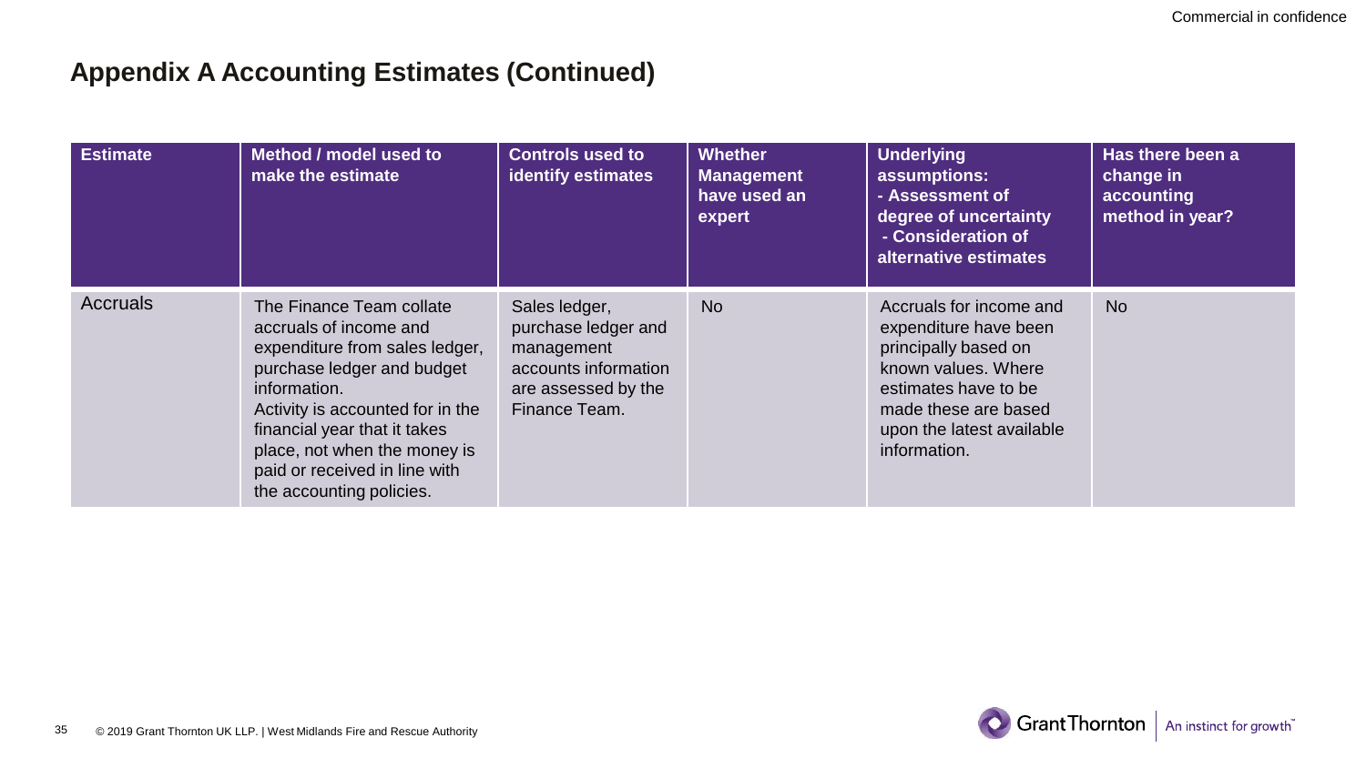## Appendix A Accounting Estimates (Continued)

| Estimate | Method / model used to make the estimate | Controls used to identify estimates | Whether Management have used an expert | Underlying assumptions: - Assessment of degree of uncertainty - Consideration of alternative estimates | Has there been a change in accounting method in year? |
|---|---|---|---|---|---|
| Accruals | The Finance Team collate accruals of income and expenditure from sales ledger, purchase ledger and budget information. Activity is accounted for in the financial year that it takes place, not when the money is paid or received in line with the accounting policies. | Sales ledger, purchase ledger and management accounts information are assessed by the Finance Team. | No | Accruals for income and expenditure have been principally based on known values. Where estimates have to be made these are based upon the latest available information. | No |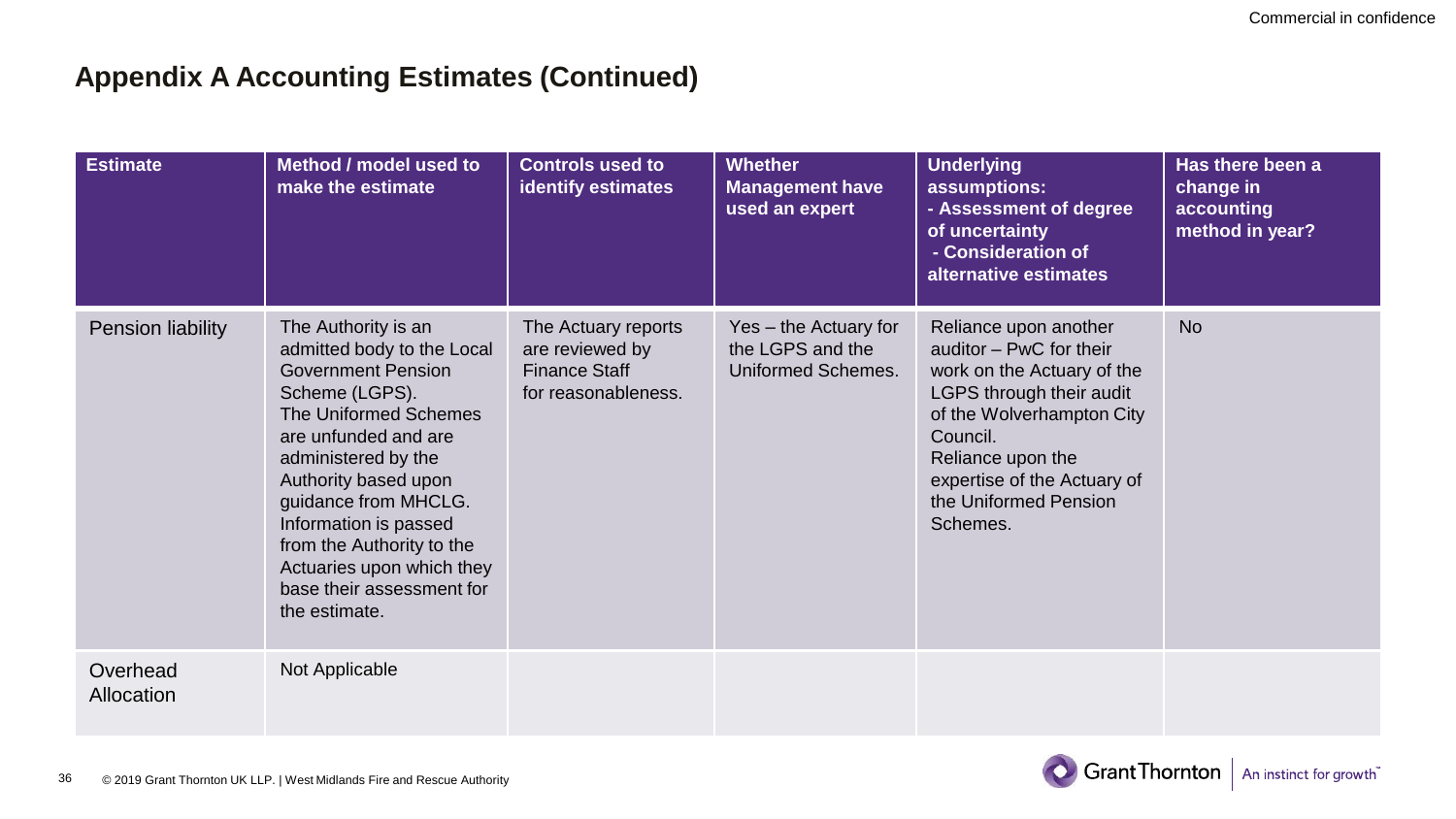## Appendix A Accounting Estimates (Continued)

| Estimate | Method / model used to make the estimate | Controls used to identify estimates | Whether Management have used an expert | Underlying assumptions: - Assessment of degree of uncertainty - Consideration of alternative estimates | Has there been a change in accounting method in year? |
|---|---|---|---|---|---|
| Pension liability | The Authority is an admitted body to the Local Government Pension Scheme (LGPS). The Uniformed Schemes are unfunded and are administered by the Authority based upon guidance from MHCLG. Information is passed from the Authority to the Actuaries upon which they base their assessment for the estimate. | The Actuary reports are reviewed by Finance Staff for reasonableness. | Yes – the Actuary for the LGPS and the Uniformed Schemes. | Reliance upon another auditor – PwC for their work on the Actuary of the LGPS through their audit of the Wolverhampton City Council. Reliance upon the expertise of the Actuary of the Uniformed Pension Schemes. | No |
| Overhead Allocation | Not Applicable | | | | |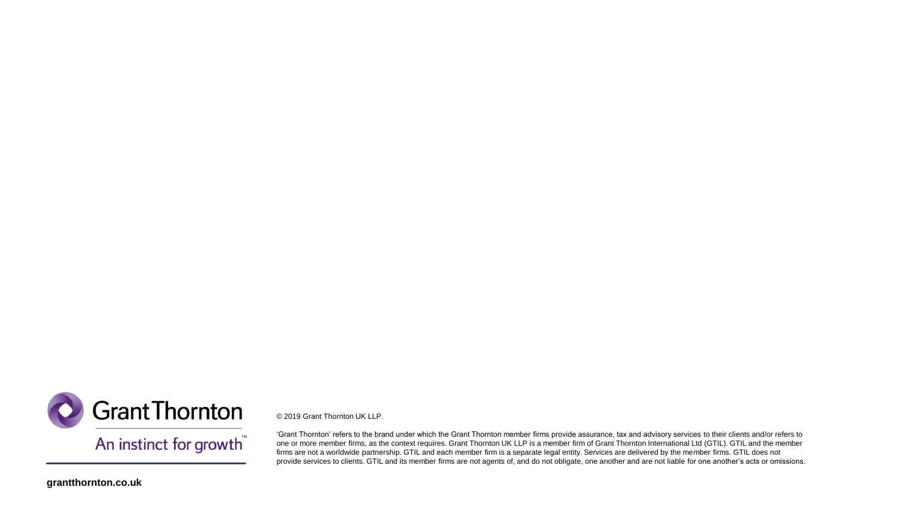Grant Thornton

An instinct for growth™

© 2019 Grant Thornton UK LLP.

'Grant Thornton' refers to the brand under which the Grant Thornton member firms provide assurance, tax and advisory services to their clients and/or refers to one or more member firms, as the context requires. Grant Thornton UK LLP is a member firm of Grant Thornton International Ltd (GTIL). GTIL and the member firms are not a worldwide partnership. GTIL and each member firm is a separate legal entity. Services are delivered by the member firms. GTIL does not provide services to clients. GTIL and its member firms are not agents of, and do not obligate, one another and are not liable for one another's acts or omissions.

**grantthornton.co.uk**